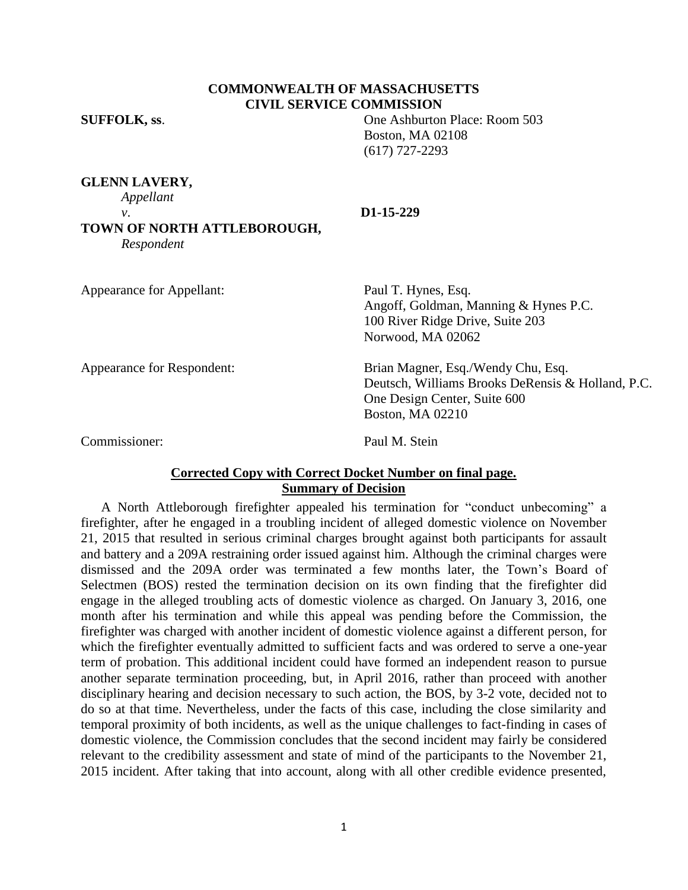**COMMONWEALTH OF MASSACHUSETTS**
**CIVIL SERVICE COMMISSION**

**SUFFOLK, ss**.

One Ashburton Place: Room 503
Boston, MA 02108
(617) 727-2293

**GLENN LAVERY,**
*Appellant*

*v*. **D1-15-229**

**TOWN OF NORTH ATTLEBOROUGH,**
*Respondent*

Appearance for Appellant: Paul T. Hynes, Esq.
Angoff, Goldman, Manning & Hynes P.C.
100 River Ridge Drive, Suite 203
Norwood, MA 02062

Appearance for Respondent: Brian Magner, Esq./Wendy Chu, Esq.
Deutsch, Williams Brooks DeRensis & Holland, P.C.
One Design Center, Suite 600
Boston, MA 02210

Commissioner: Paul M. Stein

**Corrected Copy with Correct Docket Number on final page.**

**Summary of Decision**

A North Attleborough firefighter appealed his termination for "conduct unbecoming" a firefighter, after he engaged in a troubling incident of alleged domestic violence on November 21, 2015 that resulted in serious criminal charges brought against both participants for assault and battery and a 209A restraining order issued against him. Although the criminal charges were dismissed and the 209A order was terminated a few months later, the Town's Board of Selectmen (BOS) rested the termination decision on its own finding that the firefighter did engage in the alleged troubling acts of domestic violence as charged. On January 3, 2016, one month after his termination and while this appeal was pending before the Commission, the firefighter was charged with another incident of domestic violence against a different person, for which the firefighter eventually admitted to sufficient facts and was ordered to serve a one-year term of probation. This additional incident could have formed an independent reason to pursue another separate termination proceeding, but, in April 2016, rather than proceed with another disciplinary hearing and decision necessary to such action, the BOS, by 3-2 vote, decided not to do so at that time. Nevertheless, under the facts of this case, including the close similarity and temporal proximity of both incidents, as well as the unique challenges to fact-finding in cases of domestic violence, the Commission concludes that the second incident may fairly be considered relevant to the credibility assessment and state of mind of the participants to the November 21, 2015 incident. After taking that into account, along with all other credible evidence presented,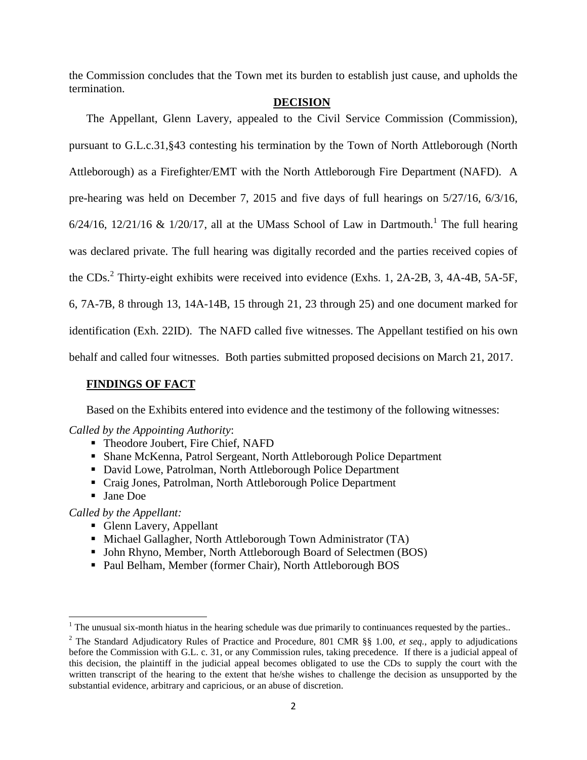the Commission concludes that the Town met its burden to establish just cause, and upholds the termination.

## DECISION

The Appellant, Glenn Lavery, appealed to the Civil Service Commission (Commission), pursuant to G.L.c.31,§43 contesting his termination by the Town of North Attleborough (North Attleborough) as a Firefighter/EMT with the North Attleborough Fire Department (NAFD). A pre-hearing was held on December 7, 2015 and five days of full hearings on 5/27/16, 6/3/16, 6/24/16, 12/21/16 & 1/20/17, all at the UMass School of Law in Dartmouth.[1] The full hearing was declared private. The full hearing was digitally recorded and the parties received copies of the CDs.[2] Thirty-eight exhibits were received into evidence (Exhs. 1, 2A-2B, 3, 4A-4B, 5A-5F, 6, 7A-7B, 8 through 13, 14A-14B, 15 through 21, 23 through 25) and one document marked for identification (Exh. 22ID). The NAFD called five witnesses. The Appellant testified on his own behalf and called four witnesses. Both parties submitted proposed decisions on March 21, 2017.

## FINDINGS OF FACT

Based on the Exhibits entered into evidence and the testimony of the following witnesses:

*Called by the Appointing Authority*:

- Theodore Joubert, Fire Chief, NAFD
- Shane McKenna, Patrol Sergeant, North Attleborough Police Department
- David Lowe, Patrolman, North Attleborough Police Department
- Craig Jones, Patrolman, North Attleborough Police Department
- Jane Doe

*Called by the Appellant:*

- Glenn Lavery, Appellant
- Michael Gallagher, North Attleborough Town Administrator (TA)
- John Rhyno, Member, North Attleborough Board of Selectmen (BOS)
- Paul Belham, Member (former Chair), North Attleborough BOS

---

[1] The unusual six-month hiatus in the hearing schedule was due primarily to continuances requested by the parties..

[2] The Standard Adjudicatory Rules of Practice and Procedure, 801 CMR §§ 1.00, *et seq.*, apply to adjudications before the Commission with G.L. c. 31, or any Commission rules, taking precedence. If there is a judicial appeal of this decision, the plaintiff in the judicial appeal becomes obligated to use the CDs to supply the court with the written transcript of the hearing to the extent that he/she wishes to challenge the decision as unsupported by the substantial evidence, arbitrary and capricious, or an abuse of discretion.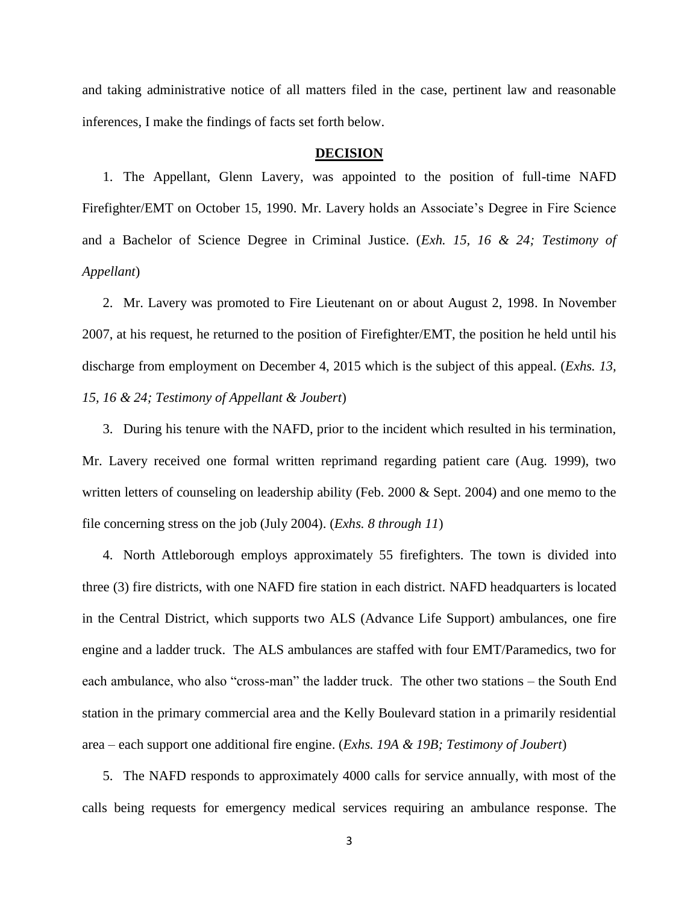and taking administrative notice of all matters filed in the case, pertinent law and reasonable inferences, I make the findings of facts set forth below.

## DECISION

1. The Appellant, Glenn Lavery, was appointed to the position of full-time NAFD Firefighter/EMT on October 15, 1990. Mr. Lavery holds an Associate's Degree in Fire Science and a Bachelor of Science Degree in Criminal Justice. (*Exh. 15, 16 & 24; Testimony of Appellant*)

2. Mr. Lavery was promoted to Fire Lieutenant on or about August 2, 1998. In November 2007, at his request, he returned to the position of Firefighter/EMT, the position he held until his discharge from employment on December 4, 2015 which is the subject of this appeal. (*Exhs. 13, 15, 16 & 24; Testimony of Appellant & Joubert*)

3. During his tenure with the NAFD, prior to the incident which resulted in his termination, Mr. Lavery received one formal written reprimand regarding patient care (Aug. 1999), two written letters of counseling on leadership ability (Feb. 2000 & Sept. 2004) and one memo to the file concerning stress on the job (July 2004). (*Exhs. 8 through 11*)

4. North Attleborough employs approximately 55 firefighters. The town is divided into three (3) fire districts, with one NAFD fire station in each district. NAFD headquarters is located in the Central District, which supports two ALS (Advance Life Support) ambulances, one fire engine and a ladder truck. The ALS ambulances are staffed with four EMT/Paramedics, two for each ambulance, who also "cross-man" the ladder truck. The other two stations – the South End station in the primary commercial area and the Kelly Boulevard station in a primarily residential area – each support one additional fire engine. (*Exhs. 19A & 19B; Testimony of Joubert*)

5. The NAFD responds to approximately 4000 calls for service annually, with most of the calls being requests for emergency medical services requiring an ambulance response. The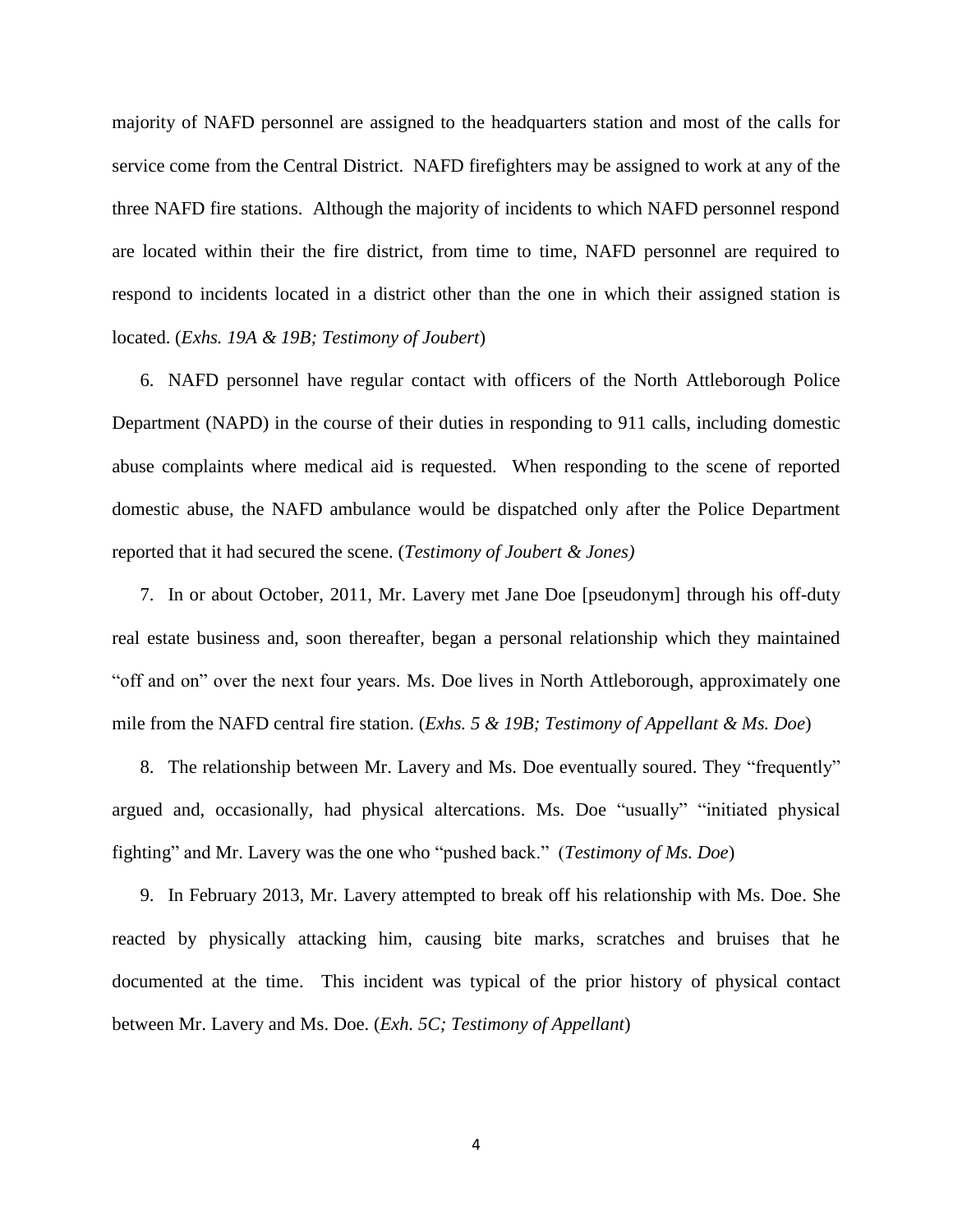majority of NAFD personnel are assigned to the headquarters station and most of the calls for service come from the Central District. NAFD firefighters may be assigned to work at any of the three NAFD fire stations. Although the majority of incidents to which NAFD personnel respond are located within their the fire district, from time to time, NAFD personnel are required to respond to incidents located in a district other than the one in which their assigned station is located. (*Exhs. 19A & 19B; Testimony of Joubert*)

6. NAFD personnel have regular contact with officers of the North Attleborough Police Department (NAPD) in the course of their duties in responding to 911 calls, including domestic abuse complaints where medical aid is requested. When responding to the scene of reported domestic abuse, the NAFD ambulance would be dispatched only after the Police Department reported that it had secured the scene. (*Testimony of Joubert & Jones)*

7. In or about October, 2011, Mr. Lavery met Jane Doe [pseudonym] through his off-duty real estate business and, soon thereafter, began a personal relationship which they maintained "off and on" over the next four years. Ms. Doe lives in North Attleborough, approximately one mile from the NAFD central fire station. (*Exhs. 5 & 19B; Testimony of Appellant & Ms. Doe*)

8. The relationship between Mr. Lavery and Ms. Doe eventually soured. They "frequently" argued and, occasionally, had physical altercations. Ms. Doe "usually" "initiated physical fighting" and Mr. Lavery was the one who "pushed back." (*Testimony of Ms. Doe*)

9. In February 2013, Mr. Lavery attempted to break off his relationship with Ms. Doe. She reacted by physically attacking him, causing bite marks, scratches and bruises that he documented at the time. This incident was typical of the prior history of physical contact between Mr. Lavery and Ms. Doe. (*Exh. 5C; Testimony of Appellant*)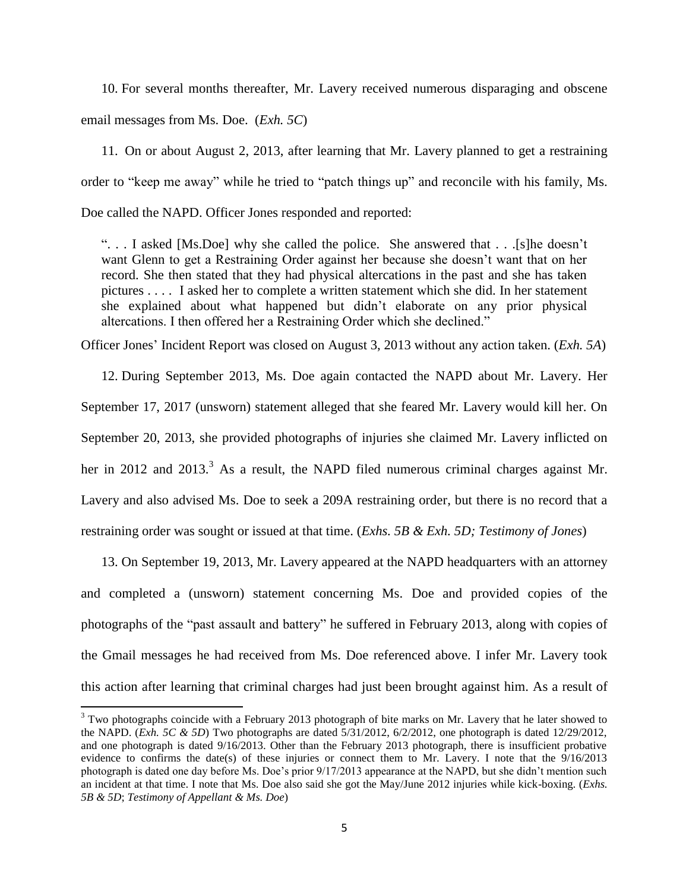10. For several months thereafter, Mr. Lavery received numerous disparaging and obscene email messages from Ms. Doe. (*Exh. 5C*)

11. On or about August 2, 2013, after learning that Mr. Lavery planned to get a restraining order to "keep me away" while he tried to "patch things up" and reconcile with his family, Ms. Doe called the NAPD. Officer Jones responded and reported:

> ". . . I asked [Ms.Doe] why she called the police. She answered that . . .[s]he doesn't want Glenn to get a Restraining Order against her because she doesn't want that on her record. She then stated that they had physical altercations in the past and she has taken pictures . . . . I asked her to complete a written statement which she did. In her statement she explained about what happened but didn't elaborate on any prior physical altercations. I then offered her a Restraining Order which she declined."

Officer Jones' Incident Report was closed on August 3, 2013 without any action taken. (*Exh. 5A*)

12. During September 2013, Ms. Doe again contacted the NAPD about Mr. Lavery. Her September 17, 2017 (unsworn) statement alleged that she feared Mr. Lavery would kill her. On September 20, 2013, she provided photographs of injuries she claimed Mr. Lavery inflicted on her in 2012 and 2013.[3] As a result, the NAPD filed numerous criminal charges against Mr. Lavery and also advised Ms. Doe to seek a 209A restraining order, but there is no record that a restraining order was sought or issued at that time. (*Exhs. 5B & Exh. 5D; Testimony of Jones*)

13. On September 19, 2013, Mr. Lavery appeared at the NAPD headquarters with an attorney and completed a (unsworn) statement concerning Ms. Doe and provided copies of the photographs of the "past assault and battery" he suffered in February 2013, along with copies of the Gmail messages he had received from Ms. Doe referenced above. I infer Mr. Lavery took this action after learning that criminal charges had just been brought against him. As a result of

---

[3] Two photographs coincide with a February 2013 photograph of bite marks on Mr. Lavery that he later showed to the NAPD. (*Exh. 5C & 5D*) Two photographs are dated 5/31/2012, 6/2/2012, one photograph is dated 12/29/2012, and one photograph is dated 9/16/2013. Other than the February 2013 photograph, there is insufficient probative evidence to confirms the date(s) of these injuries or connect them to Mr. Lavery. I note that the 9/16/2013 photograph is dated one day before Ms. Doe's prior 9/17/2013 appearance at the NAPD, but she didn't mention such an incident at that time. I note that Ms. Doe also said she got the May/June 2012 injuries while kick-boxing. (*Exhs. 5B & 5D*; *Testimony of Appellant & Ms. Doe*)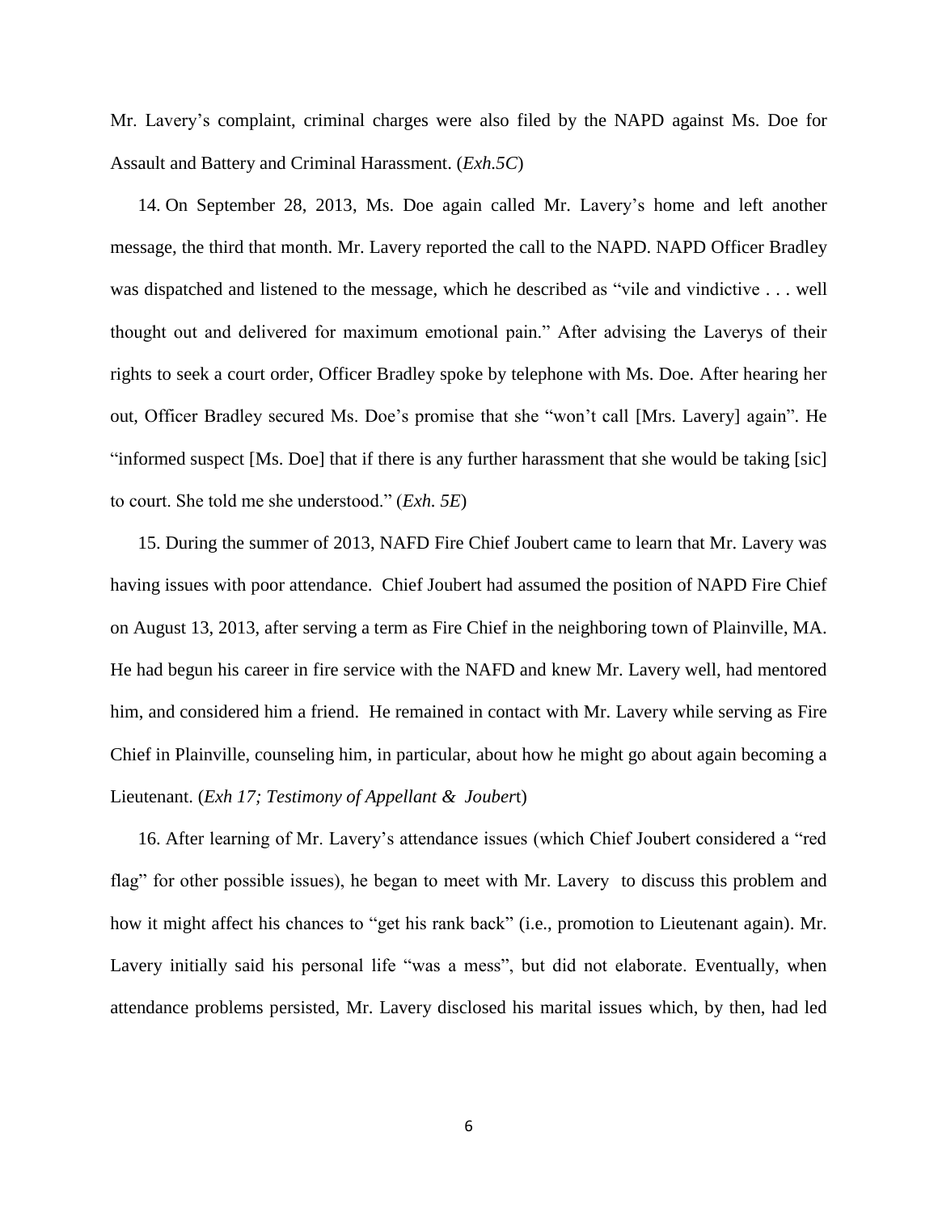Mr. Lavery's complaint, criminal charges were also filed by the NAPD against Ms. Doe for Assault and Battery and Criminal Harassment. (*Exh.5C*)

14. On September 28, 2013, Ms. Doe again called Mr. Lavery's home and left another message, the third that month. Mr. Lavery reported the call to the NAPD. NAPD Officer Bradley was dispatched and listened to the message, which he described as "vile and vindictive . . . well thought out and delivered for maximum emotional pain." After advising the Laverys of their rights to seek a court order, Officer Bradley spoke by telephone with Ms. Doe. After hearing her out, Officer Bradley secured Ms. Doe's promise that she "won't call [Mrs. Lavery] again". He "informed suspect [Ms. Doe] that if there is any further harassment that she would be taking [sic] to court. She told me she understood." (*Exh. 5E*)

15. During the summer of 2013, NAFD Fire Chief Joubert came to learn that Mr. Lavery was having issues with poor attendance. Chief Joubert had assumed the position of NAPD Fire Chief on August 13, 2013, after serving a term as Fire Chief in the neighboring town of Plainville, MA. He had begun his career in fire service with the NAFD and knew Mr. Lavery well, had mentored him, and considered him a friend. He remained in contact with Mr. Lavery while serving as Fire Chief in Plainville, counseling him, in particular, about how he might go about again becoming a Lieutenant. (*Exh 17; Testimony of Appellant & Joubert*)

16. After learning of Mr. Lavery's attendance issues (which Chief Joubert considered a "red flag" for other possible issues), he began to meet with Mr. Lavery to discuss this problem and how it might affect his chances to "get his rank back" (i.e., promotion to Lieutenant again). Mr. Lavery initially said his personal life "was a mess", but did not elaborate. Eventually, when attendance problems persisted, Mr. Lavery disclosed his marital issues which, by then, had led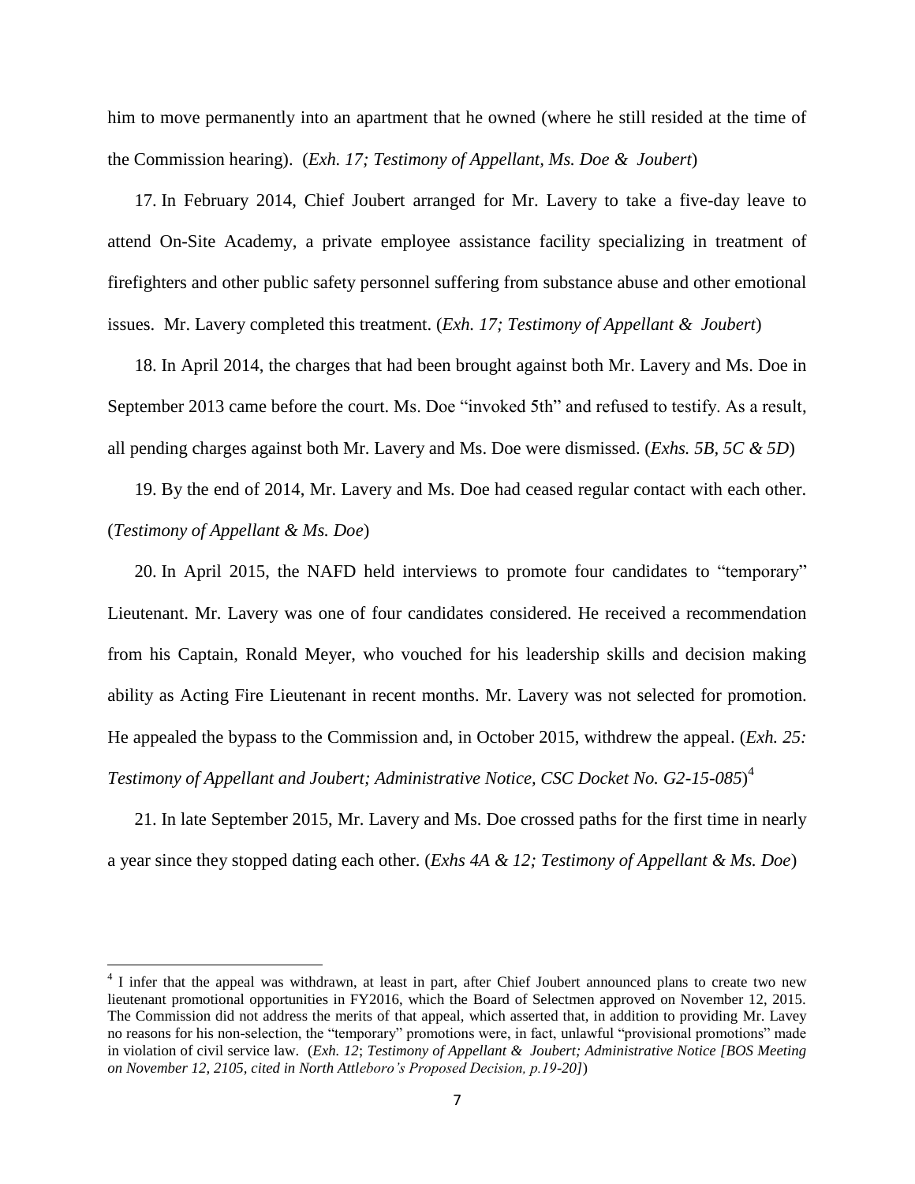him to move permanently into an apartment that he owned (where he still resided at the time of the Commission hearing). (*Exh. 17; Testimony of Appellant, Ms. Doe & Joubert*)

17. In February 2014, Chief Joubert arranged for Mr. Lavery to take a five-day leave to attend On-Site Academy, a private employee assistance facility specializing in treatment of firefighters and other public safety personnel suffering from substance abuse and other emotional issues. Mr. Lavery completed this treatment. (*Exh. 17; Testimony of Appellant & Joubert*)

18. In April 2014, the charges that had been brought against both Mr. Lavery and Ms. Doe in September 2013 came before the court. Ms. Doe "invoked 5th" and refused to testify. As a result, all pending charges against both Mr. Lavery and Ms. Doe were dismissed. (*Exhs. 5B, 5C & 5D*)

19. By the end of 2014, Mr. Lavery and Ms. Doe had ceased regular contact with each other. (*Testimony of Appellant & Ms. Doe*)

20. In April 2015, the NAFD held interviews to promote four candidates to "temporary" Lieutenant. Mr. Lavery was one of four candidates considered. He received a recommendation from his Captain, Ronald Meyer, who vouched for his leadership skills and decision making ability as Acting Fire Lieutenant in recent months. Mr. Lavery was not selected for promotion. He appealed the bypass to the Commission and, in October 2015, withdrew the appeal. (*Exh. 25: Testimony of Appellant and Joubert; Administrative Notice, CSC Docket No. G2-15-085*)[4]

21. In late September 2015, Mr. Lavery and Ms. Doe crossed paths for the first time in nearly a year since they stopped dating each other. (*Exhs 4A & 12; Testimony of Appellant & Ms. Doe*)

---

[4] I infer that the appeal was withdrawn, at least in part, after Chief Joubert announced plans to create two new lieutenant promotional opportunities in FY2016, which the Board of Selectmen approved on November 12, 2015. The Commission did not address the merits of that appeal, which asserted that, in addition to providing Mr. Lavey no reasons for his non-selection, the "temporary" promotions were, in fact, unlawful "provisional promotions" made in violation of civil service law. (*Exh. 12*; *Testimony of Appellant & Joubert; Administrative Notice [BOS Meeting on November 12, 2105, cited in North Attleboro's Proposed Decision, p.19-20]*)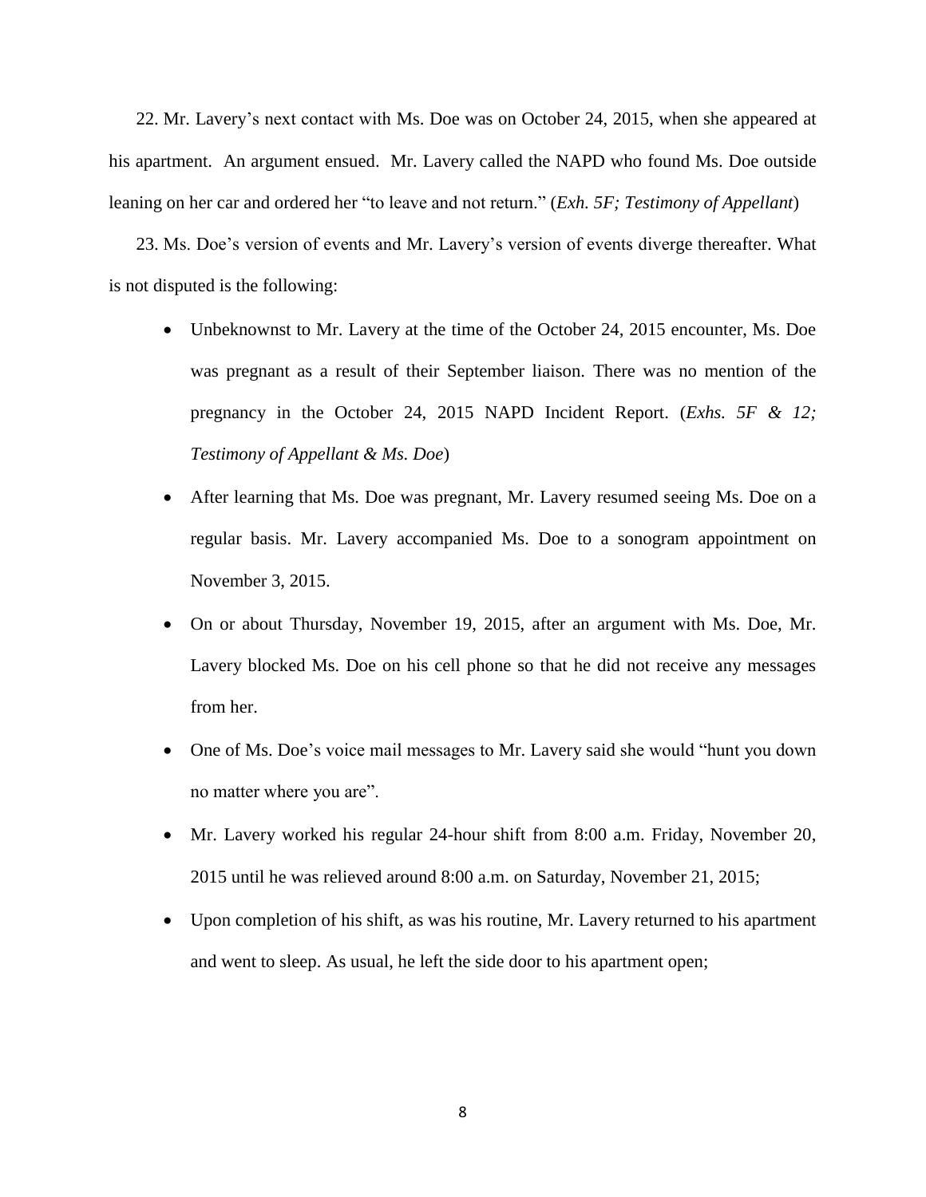22. Mr. Lavery's next contact with Ms. Doe was on October 24, 2015, when she appeared at his apartment. An argument ensued. Mr. Lavery called the NAPD who found Ms. Doe outside leaning on her car and ordered her "to leave and not return." (*Exh. 5F; Testimony of Appellant*)

23. Ms. Doe's version of events and Mr. Lavery's version of events diverge thereafter. What is not disputed is the following:

- Unbeknownst to Mr. Lavery at the time of the October 24, 2015 encounter, Ms. Doe was pregnant as a result of their September liaison. There was no mention of the pregnancy in the October 24, 2015 NAPD Incident Report. (*Exhs. 5F & 12; Testimony of Appellant & Ms. Doe*)
- After learning that Ms. Doe was pregnant, Mr. Lavery resumed seeing Ms. Doe on a regular basis. Mr. Lavery accompanied Ms. Doe to a sonogram appointment on November 3, 2015.
- On or about Thursday, November 19, 2015, after an argument with Ms. Doe, Mr. Lavery blocked Ms. Doe on his cell phone so that he did not receive any messages from her.
- One of Ms. Doe's voice mail messages to Mr. Lavery said she would "hunt you down no matter where you are".
- Mr. Lavery worked his regular 24-hour shift from 8:00 a.m. Friday, November 20, 2015 until he was relieved around 8:00 a.m. on Saturday, November 21, 2015;
- Upon completion of his shift, as was his routine, Mr. Lavery returned to his apartment and went to sleep. As usual, he left the side door to his apartment open;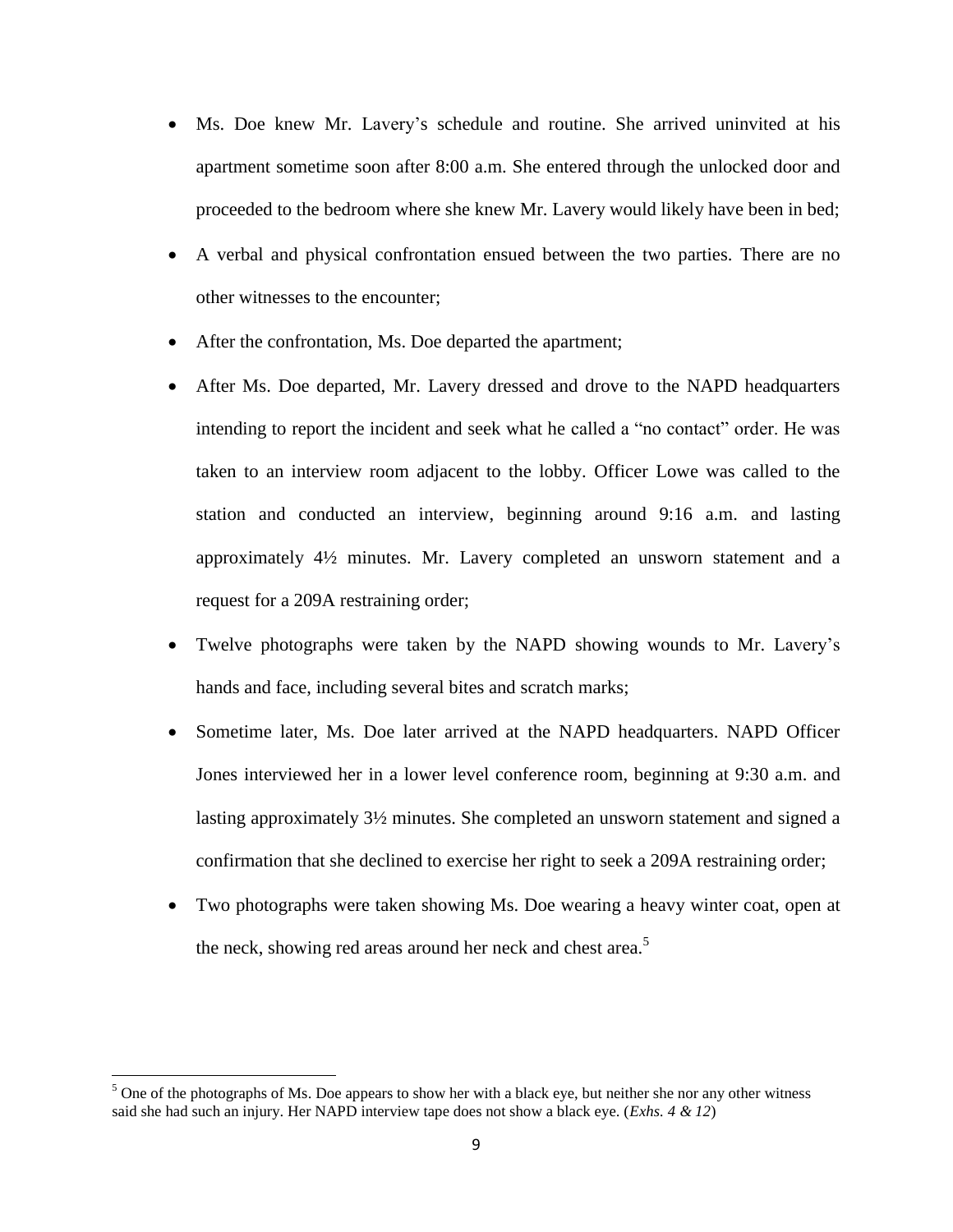- Ms. Doe knew Mr. Lavery's schedule and routine. She arrived uninvited at his apartment sometime soon after 8:00 a.m. She entered through the unlocked door and proceeded to the bedroom where she knew Mr. Lavery would likely have been in bed;
- A verbal and physical confrontation ensued between the two parties. There are no other witnesses to the encounter;
- After the confrontation, Ms. Doe departed the apartment;
- After Ms. Doe departed, Mr. Lavery dressed and drove to the NAPD headquarters intending to report the incident and seek what he called a "no contact" order. He was taken to an interview room adjacent to the lobby. Officer Lowe was called to the station and conducted an interview, beginning around 9:16 a.m. and lasting approximately 4½ minutes. Mr. Lavery completed an unsworn statement and a request for a 209A restraining order;
- Twelve photographs were taken by the NAPD showing wounds to Mr. Lavery's hands and face, including several bites and scratch marks;
- Sometime later, Ms. Doe later arrived at the NAPD headquarters. NAPD Officer Jones interviewed her in a lower level conference room, beginning at 9:30 a.m. and lasting approximately 3½ minutes. She completed an unsworn statement and signed a confirmation that she declined to exercise her right to seek a 209A restraining order;
- Two photographs were taken showing Ms. Doe wearing a heavy winter coat, open at the neck, showing red areas around her neck and chest area.[5]

---

[5] One of the photographs of Ms. Doe appears to show her with a black eye, but neither she nor any other witness said she had such an injury. Her NAPD interview tape does not show a black eye. (*Exhs. 4 & 12*)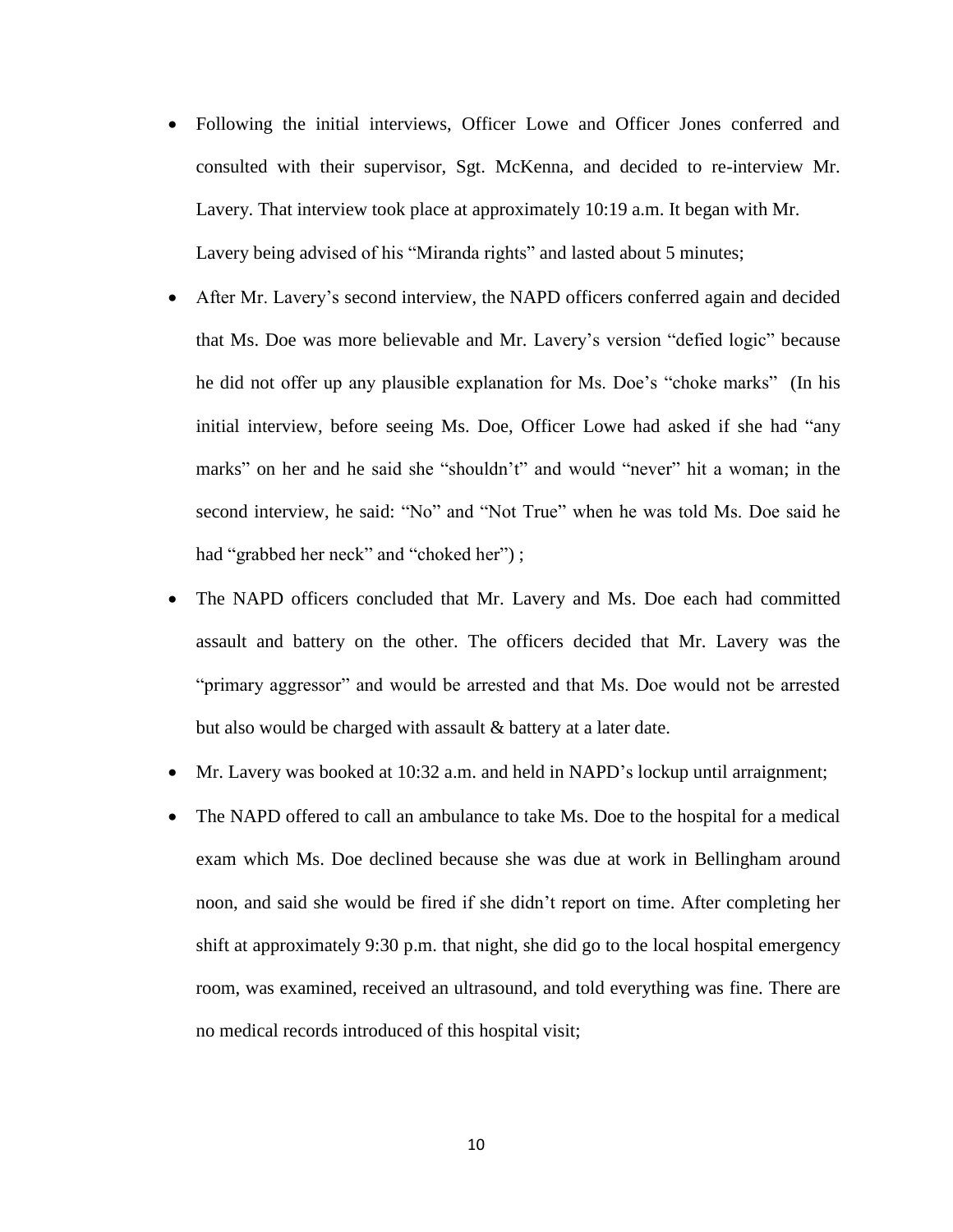- Following the initial interviews, Officer Lowe and Officer Jones conferred and consulted with their supervisor, Sgt. McKenna, and decided to re-interview Mr. Lavery. That interview took place at approximately 10:19 a.m. It began with Mr. Lavery being advised of his "Miranda rights" and lasted about 5 minutes;
- After Mr. Lavery's second interview, the NAPD officers conferred again and decided that Ms. Doe was more believable and Mr. Lavery's version "defied logic" because he did not offer up any plausible explanation for Ms. Doe's "choke marks" (In his initial interview, before seeing Ms. Doe, Officer Lowe had asked if she had "any marks" on her and he said she "shouldn't" and would "never" hit a woman; in the second interview, he said: "No" and "Not True" when he was told Ms. Doe said he had "grabbed her neck" and "choked her") ;
- The NAPD officers concluded that Mr. Lavery and Ms. Doe each had committed assault and battery on the other. The officers decided that Mr. Lavery was the "primary aggressor" and would be arrested and that Ms. Doe would not be arrested but also would be charged with assault & battery at a later date.
- Mr. Lavery was booked at 10:32 a.m. and held in NAPD's lockup until arraignment;
- The NAPD offered to call an ambulance to take Ms. Doe to the hospital for a medical exam which Ms. Doe declined because she was due at work in Bellingham around noon, and said she would be fired if she didn't report on time. After completing her shift at approximately 9:30 p.m. that night, she did go to the local hospital emergency room, was examined, received an ultrasound, and told everything was fine. There are no medical records introduced of this hospital visit;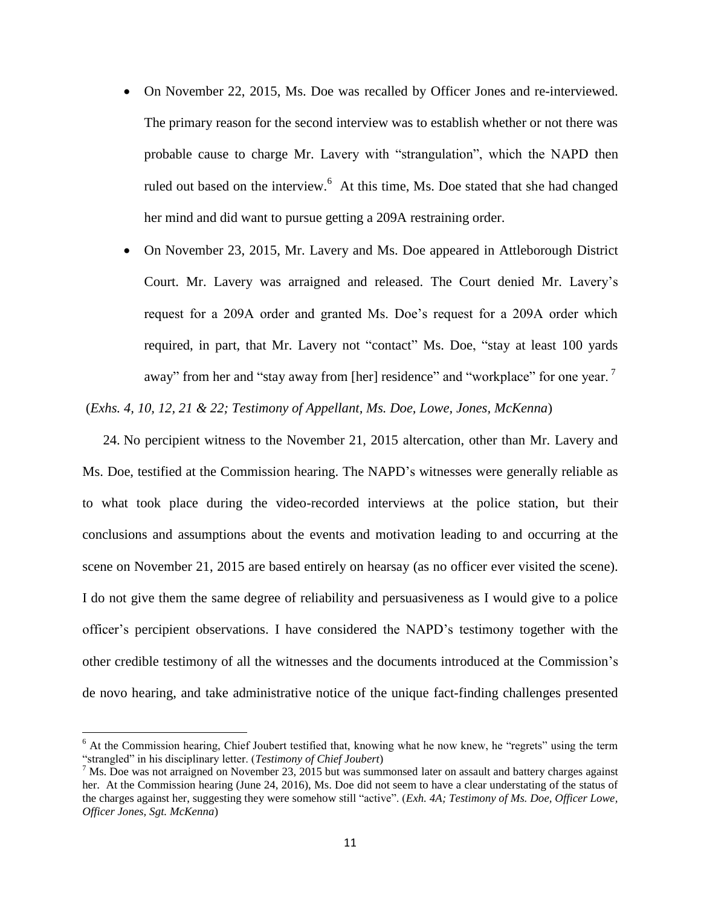- On November 22, 2015, Ms. Doe was recalled by Officer Jones and re-interviewed. The primary reason for the second interview was to establish whether or not there was probable cause to charge Mr. Lavery with "strangulation", which the NAPD then ruled out based on the interview.[6] At this time, Ms. Doe stated that she had changed her mind and did want to pursue getting a 209A restraining order.
- On November 23, 2015, Mr. Lavery and Ms. Doe appeared in Attleborough District Court. Mr. Lavery was arraigned and released. The Court denied Mr. Lavery's request for a 209A order and granted Ms. Doe's request for a 209A order which required, in part, that Mr. Lavery not "contact" Ms. Doe, "stay at least 100 yards away" from her and "stay away from [her] residence" and "workplace" for one year.[7]

(*Exhs. 4, 10, 12, 21 & 22; Testimony of Appellant, Ms. Doe, Lowe, Jones, McKenna*)

24. No percipient witness to the November 21, 2015 altercation, other than Mr. Lavery and Ms. Doe, testified at the Commission hearing. The NAPD's witnesses were generally reliable as to what took place during the video-recorded interviews at the police station, but their conclusions and assumptions about the events and motivation leading to and occurring at the scene on November 21, 2015 are based entirely on hearsay (as no officer ever visited the scene). I do not give them the same degree of reliability and persuasiveness as I would give to a police officer's percipient observations. I have considered the NAPD's testimony together with the other credible testimony of all the witnesses and the documents introduced at the Commission's de novo hearing, and take administrative notice of the unique fact-finding challenges presented

---

[6] At the Commission hearing, Chief Joubert testified that, knowing what he now knew, he "regrets" using the term "strangled" in his disciplinary letter. (*Testimony of Chief Joubert*)

[7] Ms. Doe was not arraigned on November 23, 2015 but was summonsed later on assault and battery charges against her. At the Commission hearing (June 24, 2016), Ms. Doe did not seem to have a clear understating of the status of the charges against her, suggesting they were somehow still "active". (*Exh. 4A; Testimony of Ms. Doe, Officer Lowe, Officer Jones, Sgt. McKenna*)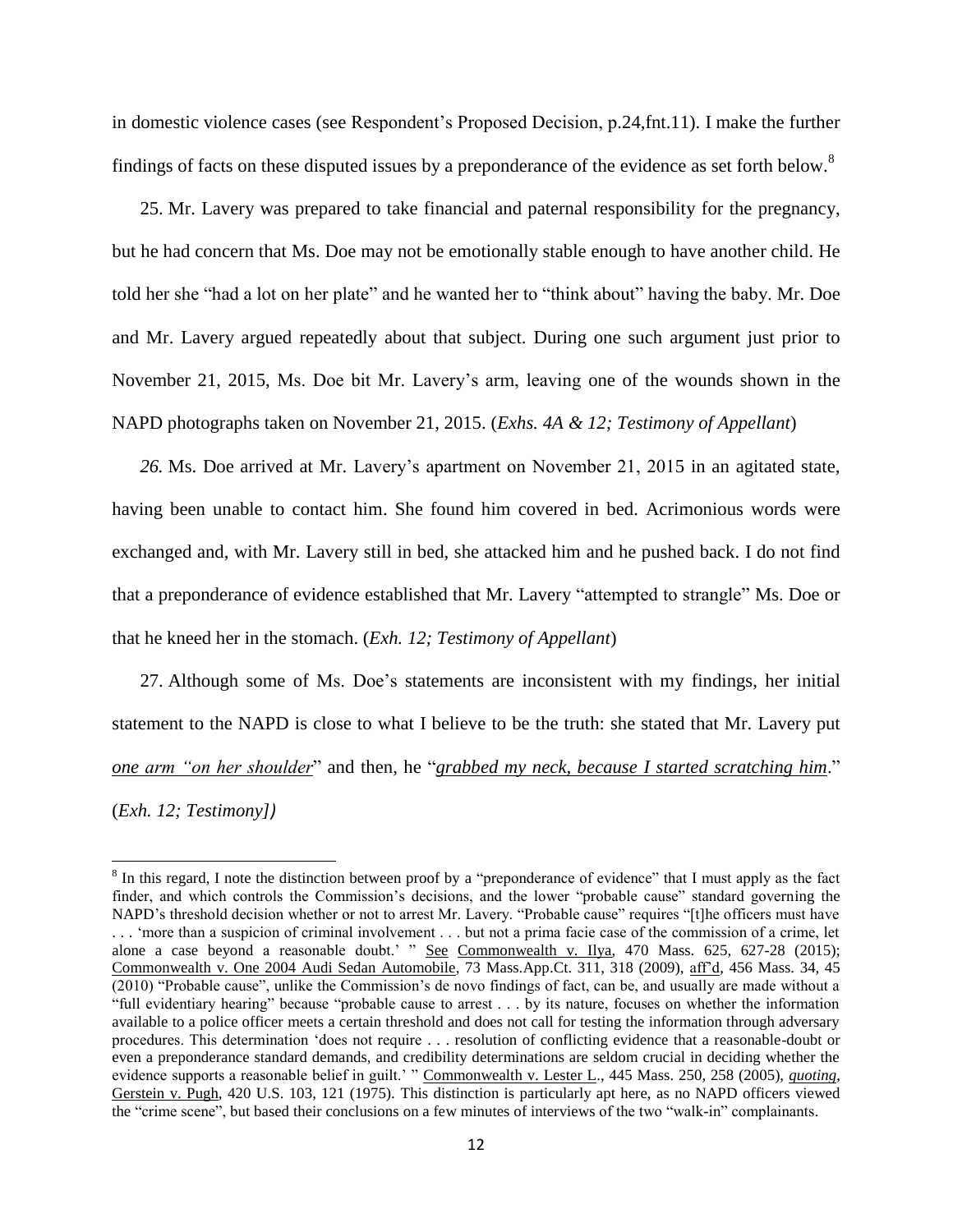in domestic violence cases (see Respondent's Proposed Decision, p.24,fnt.11). I make the further findings of facts on these disputed issues by a preponderance of the evidence as set forth below.[8]

25. Mr. Lavery was prepared to take financial and paternal responsibility for the pregnancy, but he had concern that Ms. Doe may not be emotionally stable enough to have another child. He told her she "had a lot on her plate" and he wanted her to "think about" having the baby. Mr. Doe and Mr. Lavery argued repeatedly about that subject. During one such argument just prior to November 21, 2015, Ms. Doe bit Mr. Lavery's arm, leaving one of the wounds shown in the NAPD photographs taken on November 21, 2015. (*Exhs. 4A & 12; Testimony of Appellant*)

*26.* Ms. Doe arrived at Mr. Lavery's apartment on November 21, 2015 in an agitated state, having been unable to contact him. She found him covered in bed. Acrimonious words were exchanged and, with Mr. Lavery still in bed, she attacked him and he pushed back. I do not find that a preponderance of evidence established that Mr. Lavery "attempted to strangle" Ms. Doe or that he kneed her in the stomach. (*Exh. 12; Testimony of Appellant*)

27. Although some of Ms. Doe's statements are inconsistent with my findings, her initial statement to the NAPD is close to what I believe to be the truth: she stated that Mr. Lavery put *one arm "on her shoulder*" and then, he "*grabbed my neck, because I started scratching him*." (*Exh. 12; Testimony])*

---

[8] In this regard, I note the distinction between proof by a "preponderance of evidence" that I must apply as the fact finder, and which controls the Commission's decisions, and the lower "probable cause" standard governing the NAPD's threshold decision whether or not to arrest Mr. Lavery. "Probable cause" requires "[t]he officers must have . . . 'more than a suspicion of criminal involvement . . . but not a prima facie case of the commission of a crime, let alone a case beyond a reasonable doubt.' " See Commonwealth v. Ilya, 470 Mass. 625, 627-28 (2015); Commonwealth v. One 2004 Audi Sedan Automobile, 73 Mass.App.Ct. 311, 318 (2009), aff'd, 456 Mass. 34, 45 (2010) "Probable cause", unlike the Commission's de novo findings of fact, can be, and usually are made without a "full evidentiary hearing" because "probable cause to arrest . . . by its nature, focuses on whether the information available to a police officer meets a certain threshold and does not call for testing the information through adversary procedures. This determination 'does not require . . . resolution of conflicting evidence that a reasonable-doubt or even a preponderance standard demands, and credibility determinations are seldom crucial in deciding whether the evidence supports a reasonable belief in guilt.' " Commonwealth v. Lester L., 445 Mass. 250, 258 (2005), *quoting*, Gerstein v. Pugh, 420 U.S. 103, 121 (1975). This distinction is particularly apt here, as no NAPD officers viewed the "crime scene", but based their conclusions on a few minutes of interviews of the two "walk-in" complainants.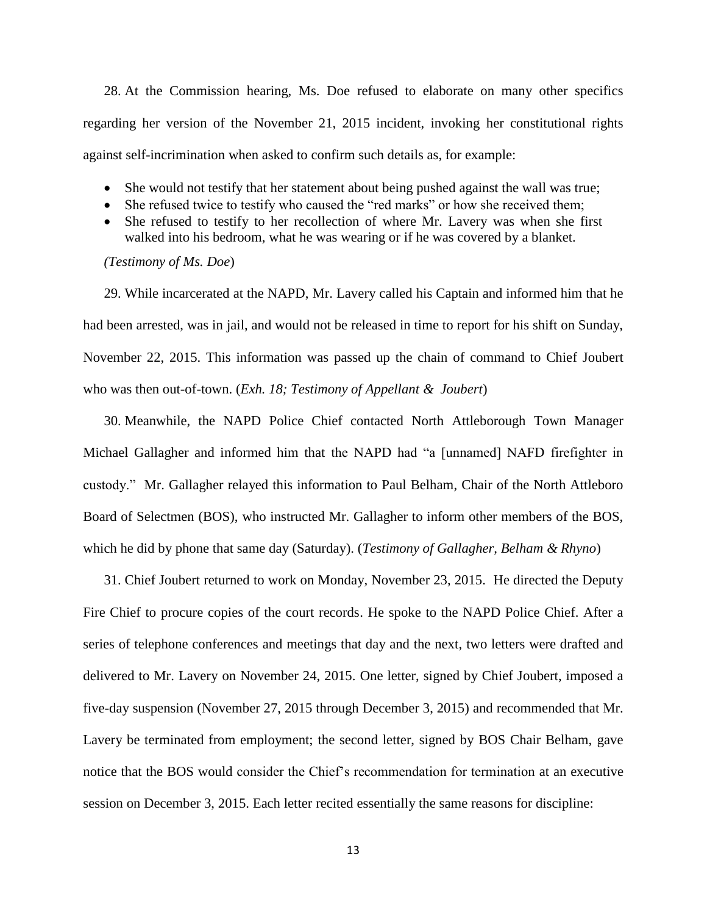28. At the Commission hearing, Ms. Doe refused to elaborate on many other specifics regarding her version of the November 21, 2015 incident, invoking her constitutional rights against self-incrimination when asked to confirm such details as, for example:

- She would not testify that her statement about being pushed against the wall was true;
- She refused twice to testify who caused the "red marks" or how she received them;
- She refused to testify to her recollection of where Mr. Lavery was when she first walked into his bedroom, what he was wearing or if he was covered by a blanket.

*(Testimony of Ms. Doe*)

29. While incarcerated at the NAPD, Mr. Lavery called his Captain and informed him that he had been arrested, was in jail, and would not be released in time to report for his shift on Sunday, November 22, 2015. This information was passed up the chain of command to Chief Joubert who was then out-of-town. (*Exh. 18; Testimony of Appellant & Joubert*)

30. Meanwhile, the NAPD Police Chief contacted North Attleborough Town Manager Michael Gallagher and informed him that the NAPD had "a [unnamed] NAFD firefighter in custody." Mr. Gallagher relayed this information to Paul Belham, Chair of the North Attleboro Board of Selectmen (BOS), who instructed Mr. Gallagher to inform other members of the BOS, which he did by phone that same day (Saturday). (*Testimony of Gallagher, Belham & Rhyno*)

31. Chief Joubert returned to work on Monday, November 23, 2015. He directed the Deputy Fire Chief to procure copies of the court records. He spoke to the NAPD Police Chief. After a series of telephone conferences and meetings that day and the next, two letters were drafted and delivered to Mr. Lavery on November 24, 2015. One letter, signed by Chief Joubert, imposed a five-day suspension (November 27, 2015 through December 3, 2015) and recommended that Mr. Lavery be terminated from employment; the second letter, signed by BOS Chair Belham, gave notice that the BOS would consider the Chief's recommendation for termination at an executive session on December 3, 2015. Each letter recited essentially the same reasons for discipline: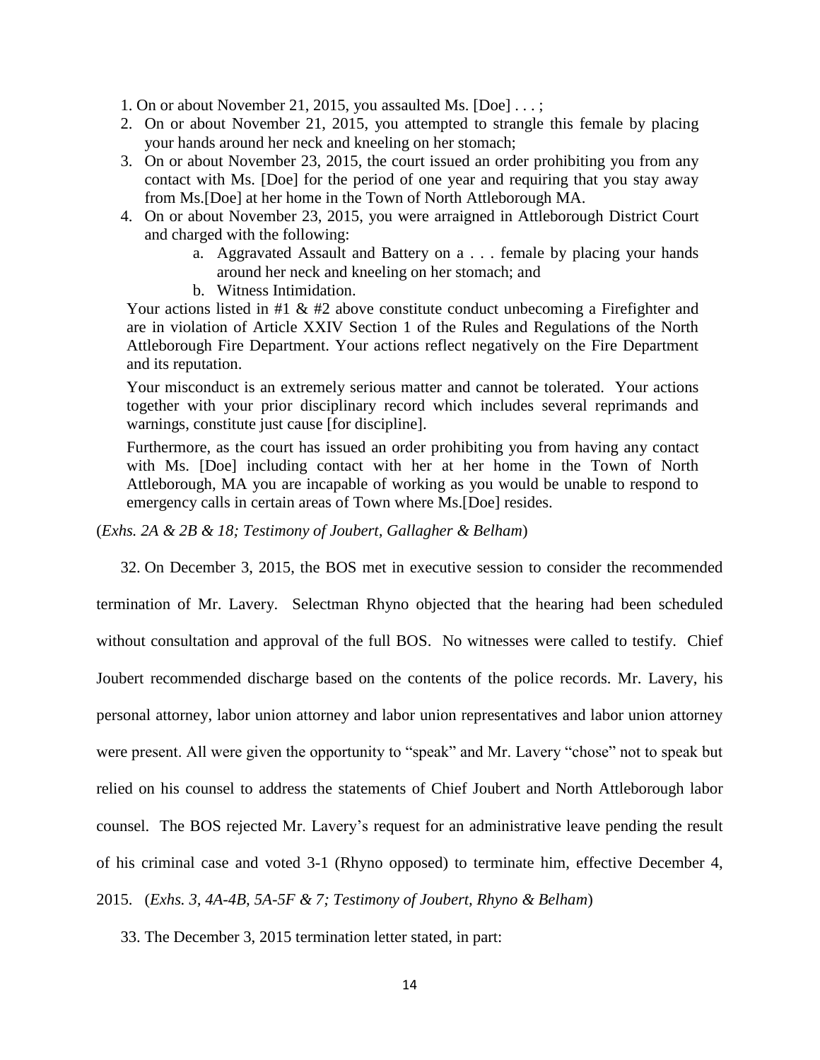1. On or about November 21, 2015, you assaulted Ms. [Doe] . . . ;
2. On or about November 21, 2015, you attempted to strangle this female by placing your hands around her neck and kneeling on her stomach;
3. On or about November 23, 2015, the court issued an order prohibiting you from any contact with Ms. [Doe] for the period of one year and requiring that you stay away from Ms.[Doe] at her home in the Town of North Attleborough MA.
4. On or about November 23, 2015, you were arraigned in Attleborough District Court and charged with the following:
    a. Aggravated Assault and Battery on a . . . female by placing your hands around her neck and kneeling on her stomach; and
    b. Witness Intimidation.

Your actions listed in #1 & #2 above constitute conduct unbecoming a Firefighter and are in violation of Article XXIV Section 1 of the Rules and Regulations of the North Attleborough Fire Department. Your actions reflect negatively on the Fire Department and its reputation.

Your misconduct is an extremely serious matter and cannot be tolerated. Your actions together with your prior disciplinary record which includes several reprimands and warnings, constitute just cause [for discipline].

Furthermore, as the court has issued an order prohibiting you from having any contact with Ms. [Doe] including contact with her at her home in the Town of North Attleborough, MA you are incapable of working as you would be unable to respond to emergency calls in certain areas of Town where Ms.[Doe] resides.

(*Exhs. 2A & 2B & 18; Testimony of Joubert, Gallagher & Belham*)

32. On December 3, 2015, the BOS met in executive session to consider the recommended termination of Mr. Lavery. Selectman Rhyno objected that the hearing had been scheduled without consultation and approval of the full BOS. No witnesses were called to testify. Chief Joubert recommended discharge based on the contents of the police records. Mr. Lavery, his personal attorney, labor union attorney and labor union representatives and labor union attorney were present. All were given the opportunity to "speak" and Mr. Lavery "chose" not to speak but relied on his counsel to address the statements of Chief Joubert and North Attleborough labor counsel. The BOS rejected Mr. Lavery's request for an administrative leave pending the result of his criminal case and voted 3-1 (Rhyno opposed) to terminate him, effective December 4, 2015. (*Exhs. 3, 4A-4B, 5A-5F & 7; Testimony of Joubert, Rhyno & Belham*)

33. The December 3, 2015 termination letter stated, in part: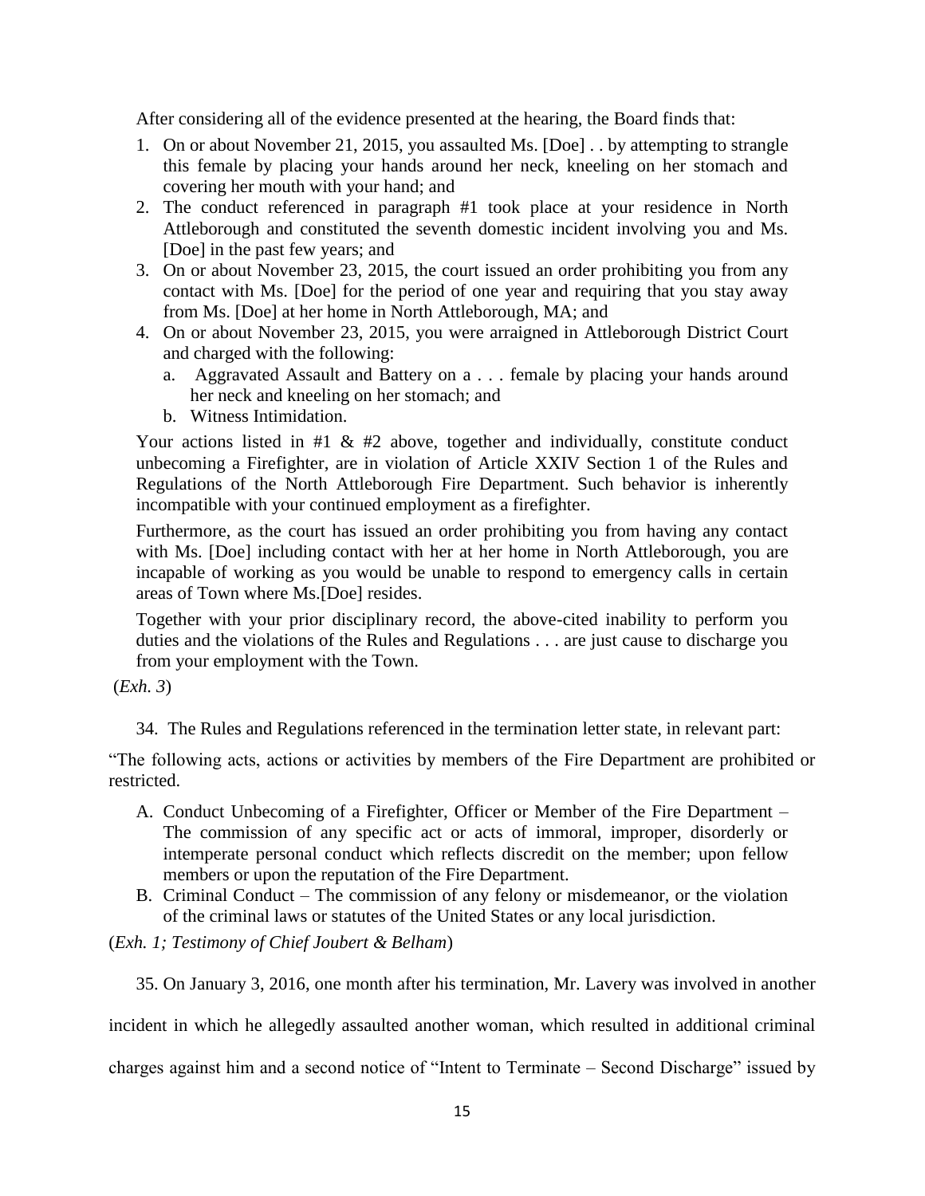After considering all of the evidence presented at the hearing, the Board finds that:

1. On or about November 21, 2015, you assaulted Ms. [Doe] . . by attempting to strangle this female by placing your hands around her neck, kneeling on her stomach and covering her mouth with your hand; and
2. The conduct referenced in paragraph #1 took place at your residence in North Attleborough and constituted the seventh domestic incident involving you and Ms. [Doe] in the past few years; and
3. On or about November 23, 2015, the court issued an order prohibiting you from any contact with Ms. [Doe] for the period of one year and requiring that you stay away from Ms. [Doe] at her home in North Attleborough, MA; and
4. On or about November 23, 2015, you were arraigned in Attleborough District Court and charged with the following:
   a. Aggravated Assault and Battery on a . . . female by placing your hands around her neck and kneeling on her stomach; and
   b. Witness Intimidation.

Your actions listed in #1 & #2 above, together and individually, constitute conduct unbecoming a Firefighter, are in violation of Article XXIV Section 1 of the Rules and Regulations of the North Attleborough Fire Department. Such behavior is inherently incompatible with your continued employment as a firefighter.

Furthermore, as the court has issued an order prohibiting you from having any contact with Ms. [Doe] including contact with her at her home in North Attleborough, you are incapable of working as you would be unable to respond to emergency calls in certain areas of Town where Ms.[Doe] resides.

Together with your prior disciplinary record, the above-cited inability to perform you duties and the violations of the Rules and Regulations . . . are just cause to discharge you from your employment with the Town.

(*Exh. 3*)

34. The Rules and Regulations referenced in the termination letter state, in relevant part:

"The following acts, actions or activities by members of the Fire Department are prohibited or restricted.

A. Conduct Unbecoming of a Firefighter, Officer or Member of the Fire Department – The commission of any specific act or acts of immoral, improper, disorderly or intemperate personal conduct which reflects discredit on the member; upon fellow members or upon the reputation of the Fire Department.
B. Criminal Conduct – The commission of any felony or misdemeanor, or the violation of the criminal laws or statutes of the United States or any local jurisdiction.

(*Exh. 1; Testimony of Chief Joubert & Belham*)

35. On January 3, 2016, one month after his termination, Mr. Lavery was involved in another incident in which he allegedly assaulted another woman, which resulted in additional criminal charges against him and a second notice of "Intent to Terminate – Second Discharge" issued by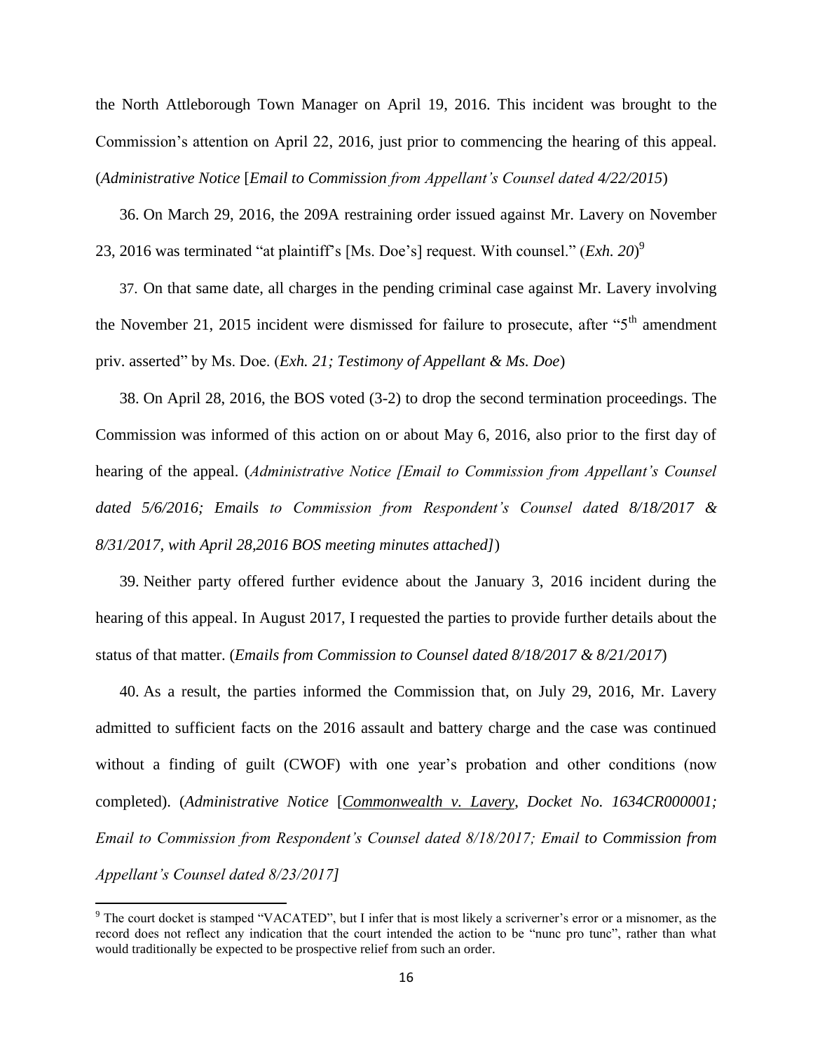the North Attleborough Town Manager on April 19, 2016. This incident was brought to the Commission's attention on April 22, 2016, just prior to commencing the hearing of this appeal. (*Administrative Notice* [*Email to Commission from Appellant's Counsel dated 4/22/2015*)

36. On March 29, 2016, the 209A restraining order issued against Mr. Lavery on November 23, 2016 was terminated "at plaintiff's [Ms. Doe's] request. With counsel." (*Exh. 20*)[9]

37. On that same date, all charges in the pending criminal case against Mr. Lavery involving the November 21, 2015 incident were dismissed for failure to prosecute, after "5th amendment priv. asserted" by Ms. Doe. (*Exh. 21; Testimony of Appellant & Ms. Doe*)

38. On April 28, 2016, the BOS voted (3-2) to drop the second termination proceedings. The Commission was informed of this action on or about May 6, 2016, also prior to the first day of hearing of the appeal. (*Administrative Notice [Email to Commission from Appellant's Counsel dated 5/6/2016; Emails to Commission from Respondent's Counsel dated 8/18/2017 & 8/31/2017, with April 28,2016 BOS meeting minutes attached]*)

39. Neither party offered further evidence about the January 3, 2016 incident during the hearing of this appeal. In August 2017, I requested the parties to provide further details about the status of that matter. (*Emails from Commission to Counsel dated 8/18/2017 & 8/21/2017*)

40. As a result, the parties informed the Commission that, on July 29, 2016, Mr. Lavery admitted to sufficient facts on the 2016 assault and battery charge and the case was continued without a finding of guilt (CWOF) with one year's probation and other conditions (now completed). (*Administrative Notice* [*Commonwealth v. Lavery, Docket No. 1634CR000001; Email to Commission from Respondent's Counsel dated 8/18/2017; Email to Commission from Appellant's Counsel dated 8/23/2017]*

---

[9] The court docket is stamped "VACATED", but I infer that is most likely a scriverner's error or a misnomer, as the record does not reflect any indication that the court intended the action to be "nunc pro tunc", rather than what would traditionally be expected to be prospective relief from such an order.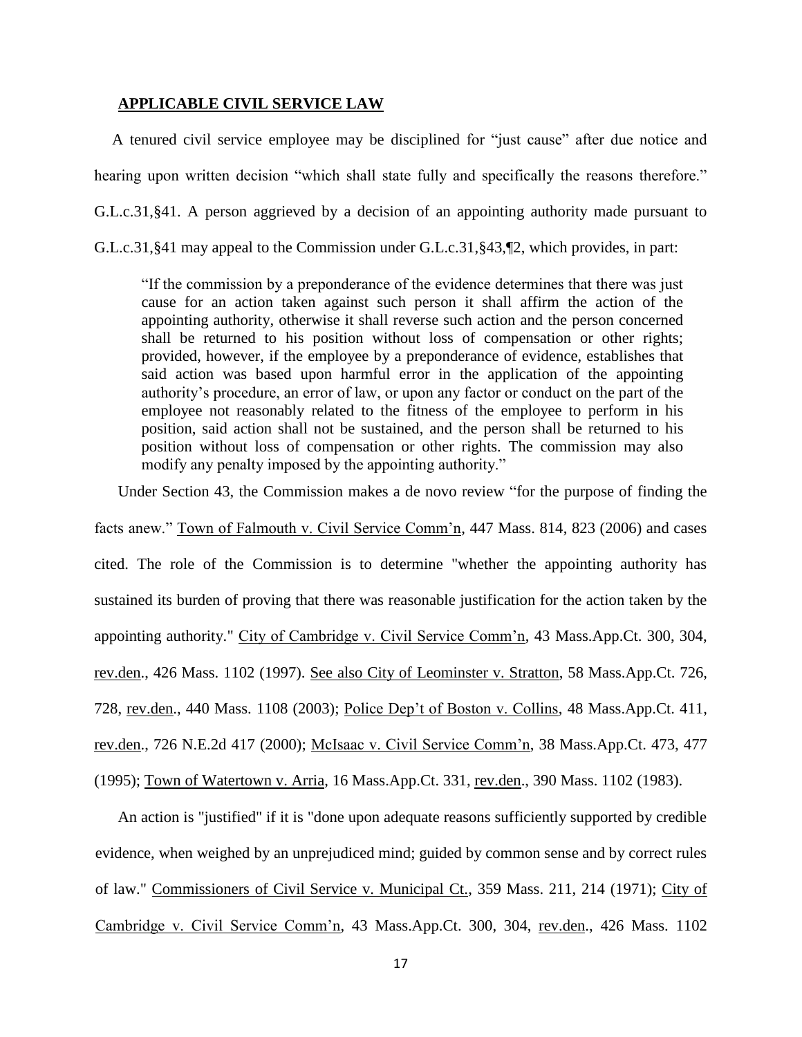## APPLICABLE CIVIL SERVICE LAW

A tenured civil service employee may be disciplined for "just cause" after due notice and hearing upon written decision "which shall state fully and specifically the reasons therefore." G.L.c.31,§41. A person aggrieved by a decision of an appointing authority made pursuant to G.L.c.31,§41 may appeal to the Commission under G.L.c.31,§43,¶2, which provides, in part:

> "If the commission by a preponderance of the evidence determines that there was just cause for an action taken against such person it shall affirm the action of the appointing authority, otherwise it shall reverse such action and the person concerned shall be returned to his position without loss of compensation or other rights; provided, however, if the employee by a preponderance of evidence, establishes that said action was based upon harmful error in the application of the appointing authority's procedure, an error of law, or upon any factor or conduct on the part of the employee not reasonably related to the fitness of the employee to perform in his position, said action shall not be sustained, and the person shall be returned to his position without loss of compensation or other rights. The commission may also modify any penalty imposed by the appointing authority."

Under Section 43, the Commission makes a de novo review "for the purpose of finding the facts anew." Town of Falmouth v. Civil Service Comm'n, 447 Mass. 814, 823 (2006) and cases cited. The role of the Commission is to determine "whether the appointing authority has sustained its burden of proving that there was reasonable justification for the action taken by the appointing authority." City of Cambridge v. Civil Service Comm'n, 43 Mass.App.Ct. 300, 304, rev.den., 426 Mass. 1102 (1997). See also City of Leominster v. Stratton, 58 Mass.App.Ct. 726, 728, rev.den., 440 Mass. 1108 (2003); Police Dep't of Boston v. Collins, 48 Mass.App.Ct. 411, rev.den., 726 N.E.2d 417 (2000); McIsaac v. Civil Service Comm'n, 38 Mass.App.Ct. 473, 477 (1995); Town of Watertown v. Arria, 16 Mass.App.Ct. 331, rev.den., 390 Mass. 1102 (1983).

An action is "justified" if it is "done upon adequate reasons sufficiently supported by credible evidence, when weighed by an unprejudiced mind; guided by common sense and by correct rules of law." Commissioners of Civil Service v. Municipal Ct., 359 Mass. 211, 214 (1971); City of Cambridge v. Civil Service Comm'n, 43 Mass.App.Ct. 300, 304, rev.den., 426 Mass. 1102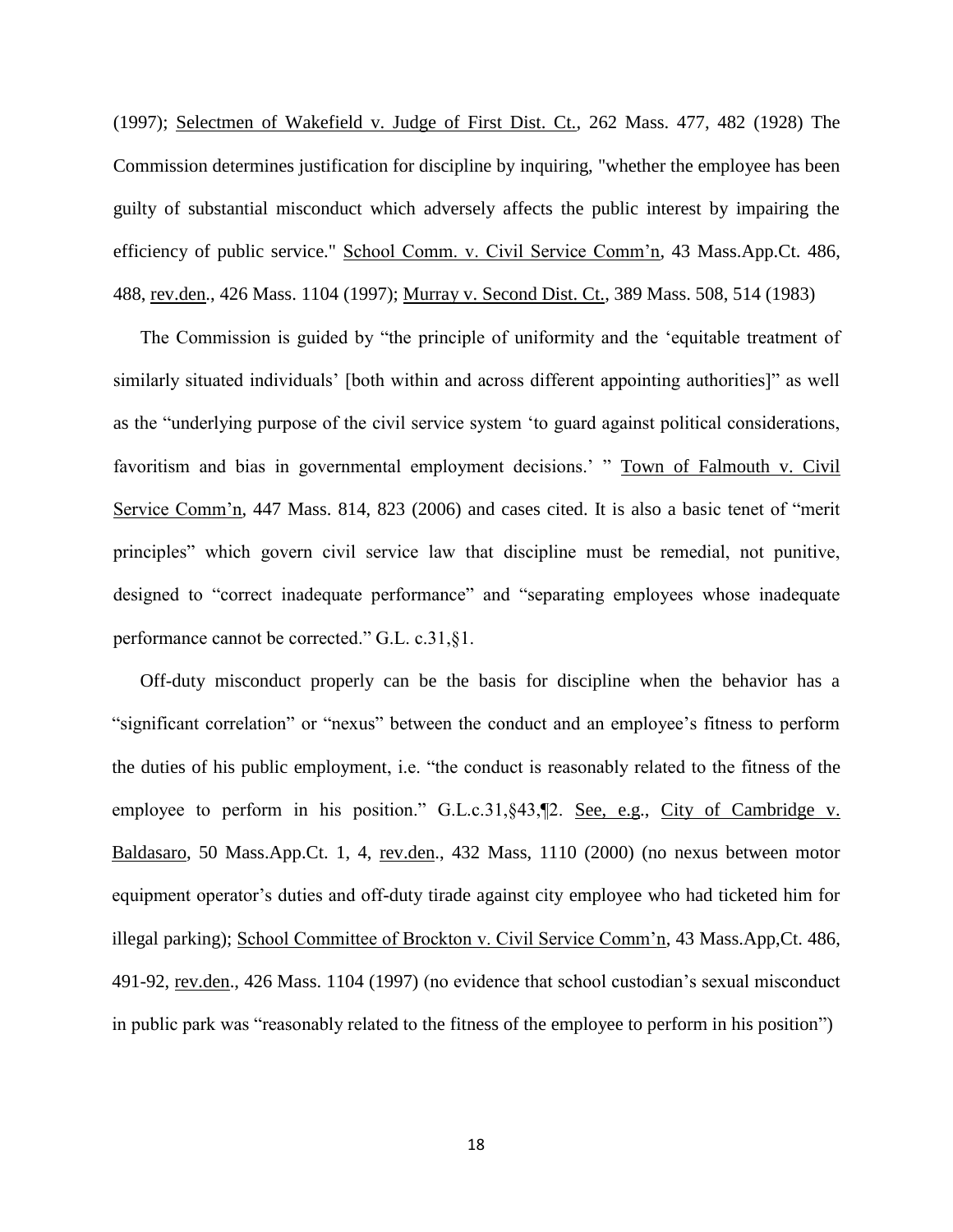(1997); Selectmen of Wakefield v. Judge of First Dist. Ct., 262 Mass. 477, 482 (1928) The Commission determines justification for discipline by inquiring, "whether the employee has been guilty of substantial misconduct which adversely affects the public interest by impairing the efficiency of public service." School Comm. v. Civil Service Comm'n, 43 Mass.App.Ct. 486, 488, rev.den., 426 Mass. 1104 (1997); Murray v. Second Dist. Ct., 389 Mass. 508, 514 (1983)

The Commission is guided by "the principle of uniformity and the 'equitable treatment of similarly situated individuals' [both within and across different appointing authorities]" as well as the "underlying purpose of the civil service system 'to guard against political considerations, favoritism and bias in governmental employment decisions.' " Town of Falmouth v. Civil Service Comm'n, 447 Mass. 814, 823 (2006) and cases cited. It is also a basic tenet of "merit principles" which govern civil service law that discipline must be remedial, not punitive, designed to "correct inadequate performance" and "separating employees whose inadequate performance cannot be corrected." G.L. c.31,§1.

Off-duty misconduct properly can be the basis for discipline when the behavior has a "significant correlation" or "nexus" between the conduct and an employee's fitness to perform the duties of his public employment, i.e. "the conduct is reasonably related to the fitness of the employee to perform in his position." G.L.c.31,§43,¶2. See, e.g., City of Cambridge v. Baldasaro, 50 Mass.App.Ct. 1, 4, rev.den., 432 Mass, 1110 (2000) (no nexus between motor equipment operator's duties and off-duty tirade against city employee who had ticketed him for illegal parking); School Committee of Brockton v. Civil Service Comm'n, 43 Mass.App,Ct. 486, 491-92, rev.den., 426 Mass. 1104 (1997) (no evidence that school custodian's sexual misconduct in public park was "reasonably related to the fitness of the employee to perform in his position")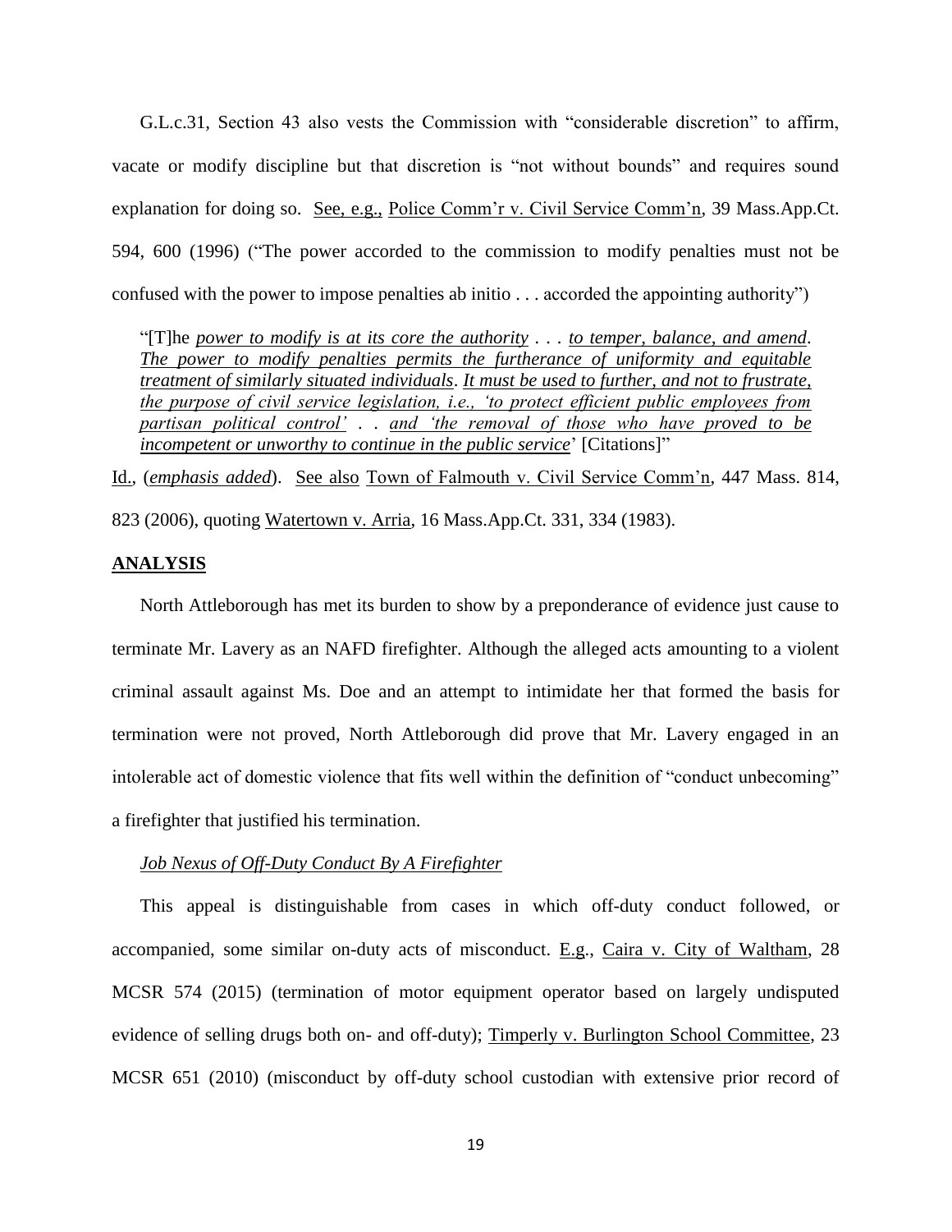G.L.c.31, Section 43 also vests the Commission with "considerable discretion" to affirm, vacate or modify discipline but that discretion is "not without bounds" and requires sound explanation for doing so. See, e.g., Police Comm'r v. Civil Service Comm'n, 39 Mass.App.Ct. 594, 600 (1996) ("The power accorded to the commission to modify penalties must not be confused with the power to impose penalties ab initio . . . accorded the appointing authority")

> "[T]he *power to modify is at its core the authority* . . . *to temper, balance, and amend*. *The power to modify penalties permits the furtherance of uniformity and equitable treatment of similarly situated individuals*. *It must be used to further, and not to frustrate, the purpose of civil service legislation, i.e., 'to protect efficient public employees from partisan political control'* . . *and 'the removal of those who have proved to be incompetent or unworthy to continue in the public service*' [Citations]"

Id., (*emphasis added*). See also Town of Falmouth v. Civil Service Comm'n, 447 Mass. 814, 823 (2006), quoting Watertown v. Arria, 16 Mass.App.Ct. 331, 334 (1983).

## ANALYSIS

North Attleborough has met its burden to show by a preponderance of evidence just cause to terminate Mr. Lavery as an NAFD firefighter. Although the alleged acts amounting to a violent criminal assault against Ms. Doe and an attempt to intimidate her that formed the basis for termination were not proved, North Attleborough did prove that Mr. Lavery engaged in an intolerable act of domestic violence that fits well within the definition of "conduct unbecoming" a firefighter that justified his termination.

### *Job Nexus of Off-Duty Conduct By A Firefighter*

This appeal is distinguishable from cases in which off-duty conduct followed, or accompanied, some similar on-duty acts of misconduct. E.g., Caira v. City of Waltham, 28 MCSR 574 (2015) (termination of motor equipment operator based on largely undisputed evidence of selling drugs both on- and off-duty); Timperly v. Burlington School Committee, 23 MCSR 651 (2010) (misconduct by off-duty school custodian with extensive prior record of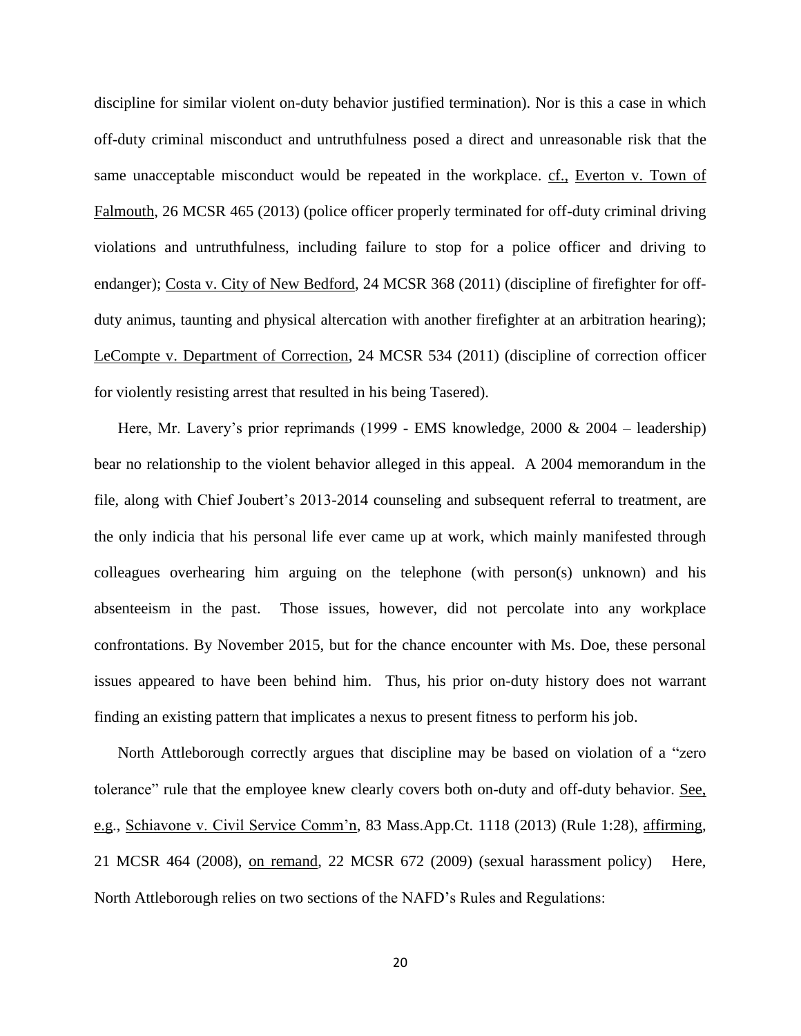discipline for similar violent on-duty behavior justified termination). Nor is this a case in which off-duty criminal misconduct and untruthfulness posed a direct and unreasonable risk that the same unacceptable misconduct would be repeated in the workplace. cf., Everton v. Town of Falmouth, 26 MCSR 465 (2013) (police officer properly terminated for off-duty criminal driving violations and untruthfulness, including failure to stop for a police officer and driving to endanger); Costa v. City of New Bedford, 24 MCSR 368 (2011) (discipline of firefighter for off-duty animus, taunting and physical altercation with another firefighter at an arbitration hearing); LeCompte v. Department of Correction, 24 MCSR 534 (2011) (discipline of correction officer for violently resisting arrest that resulted in his being Tasered).

Here, Mr. Lavery's prior reprimands (1999 - EMS knowledge, 2000 & 2004 – leadership) bear no relationship to the violent behavior alleged in this appeal. A 2004 memorandum in the file, along with Chief Joubert's 2013-2014 counseling and subsequent referral to treatment, are the only indicia that his personal life ever came up at work, which mainly manifested through colleagues overhearing him arguing on the telephone (with person(s) unknown) and his absenteeism in the past. Those issues, however, did not percolate into any workplace confrontations. By November 2015, but for the chance encounter with Ms. Doe, these personal issues appeared to have been behind him. Thus, his prior on-duty history does not warrant finding an existing pattern that implicates a nexus to present fitness to perform his job.

North Attleborough correctly argues that discipline may be based on violation of a "zero tolerance" rule that the employee knew clearly covers both on-duty and off-duty behavior. See, e.g., Schiavone v. Civil Service Comm'n, 83 Mass.App.Ct. 1118 (2013) (Rule 1:28), affirming, 21 MCSR 464 (2008), on remand, 22 MCSR 672 (2009) (sexual harassment policy) Here, North Attleborough relies on two sections of the NAFD's Rules and Regulations: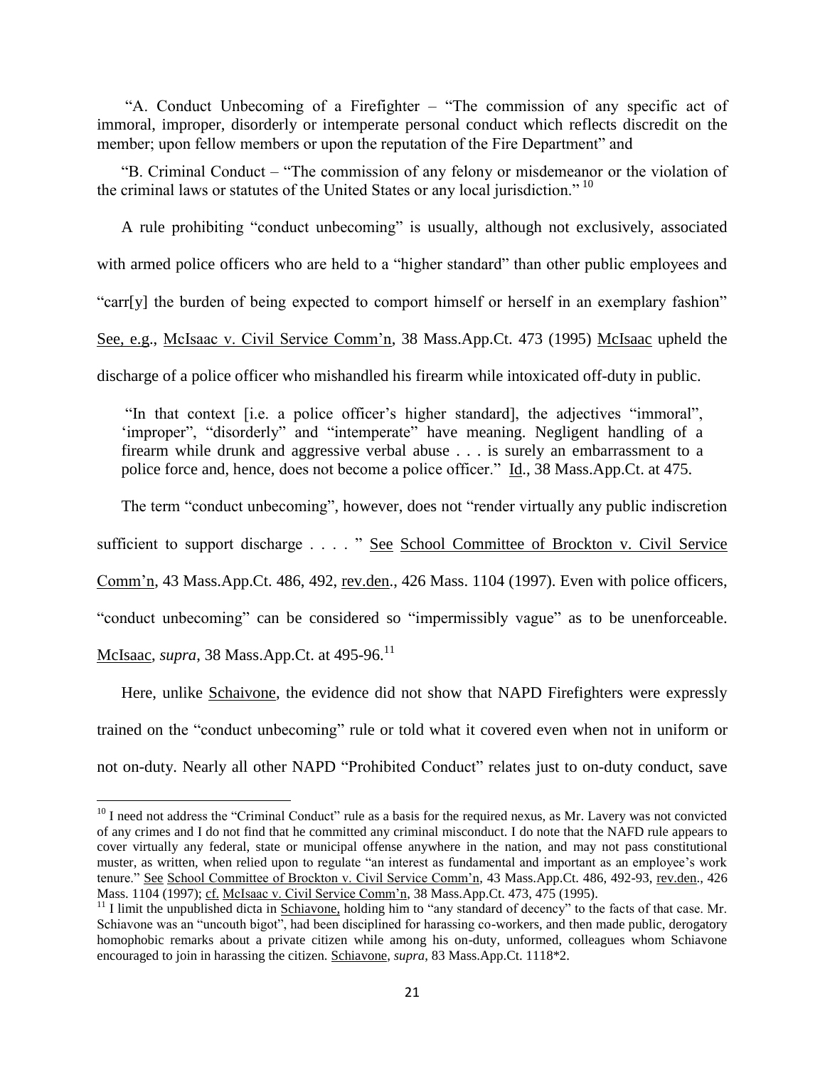"A. Conduct Unbecoming of a Firefighter – "The commission of any specific act of immoral, improper, disorderly or intemperate personal conduct which reflects discredit on the member; upon fellow members or upon the reputation of the Fire Department" and

"B. Criminal Conduct – "The commission of any felony or misdemeanor or the violation of the criminal laws or statutes of the United States or any local jurisdiction." [10]

A rule prohibiting "conduct unbecoming" is usually, although not exclusively, associated with armed police officers who are held to a "higher standard" than other public employees and "carr[y] the burden of being expected to comport himself or herself in an exemplary fashion" See, e.g., McIsaac v. Civil Service Comm'n, 38 Mass.App.Ct. 473 (1995) McIsaac upheld the discharge of a police officer who mishandled his firearm while intoxicated off-duty in public.

> "In that context [i.e. a police officer's higher standard], the adjectives "immoral", 'improper", "disorderly" and "intemperate" have meaning. Negligent handling of a firearm while drunk and aggressive verbal abuse . . . is surely an embarrassment to a police force and, hence, does not become a police officer." Id., 38 Mass.App.Ct. at 475.

The term "conduct unbecoming", however, does not "render virtually any public indiscretion sufficient to support discharge . . . . " See School Committee of Brockton v. Civil Service Comm'n, 43 Mass.App.Ct. 486, 492, rev.den., 426 Mass. 1104 (1997). Even with police officers, "conduct unbecoming" can be considered so "impermissibly vague" as to be unenforceable. McIsaac, *supra*, 38 Mass.App.Ct. at 495-96.[11]

Here, unlike Schaivone, the evidence did not show that NAPD Firefighters were expressly trained on the "conduct unbecoming" rule or told what it covered even when not in uniform or not on-duty. Nearly all other NAPD "Prohibited Conduct" relates just to on-duty conduct, save

---

[10] I need not address the "Criminal Conduct" rule as a basis for the required nexus, as Mr. Lavery was not convicted of any crimes and I do not find that he committed any criminal misconduct. I do note that the NAFD rule appears to cover virtually any federal, state or municipal offense anywhere in the nation, and may not pass constitutional muster, as written, when relied upon to regulate "an interest as fundamental and important as an employee's work tenure." See School Committee of Brockton v. Civil Service Comm'n, 43 Mass.App.Ct. 486, 492-93, rev.den., 426 Mass. 1104 (1997); cf. McIsaac v. Civil Service Comm'n, 38 Mass.App.Ct. 473, 475 (1995).

[11] I limit the unpublished dicta in Schiavone, holding him to "any standard of decency" to the facts of that case. Mr. Schiavone was an "uncouth bigot", had been disciplined for harassing co-workers, and then made public, derogatory homophobic remarks about a private citizen while among his on-duty, unformed, colleagues whom Schiavone encouraged to join in harassing the citizen. Schiavone, *supra*, 83 Mass.App.Ct. 1118*2.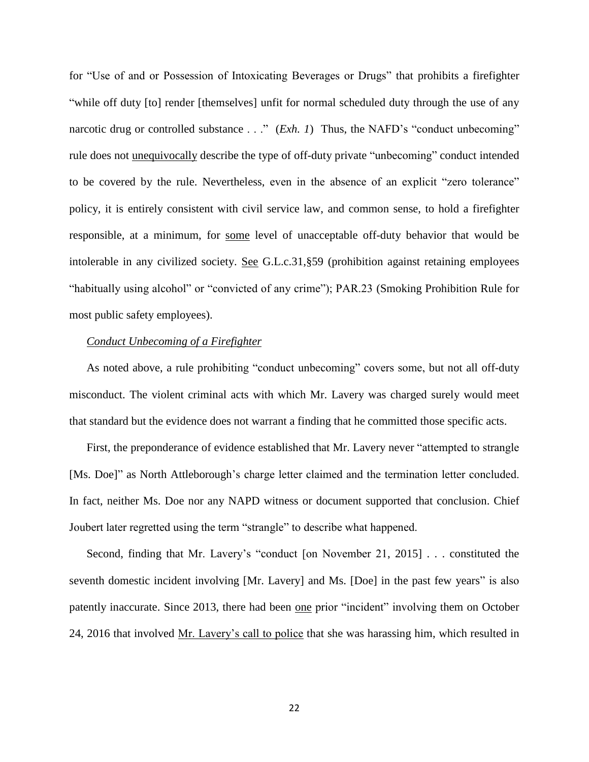for "Use of and or Possession of Intoxicating Beverages or Drugs" that prohibits a firefighter "while off duty [to] render [themselves] unfit for normal scheduled duty through the use of any narcotic drug or controlled substance . . ." (*Exh. 1*) Thus, the NAFD's "conduct unbecoming" rule does not unequivocally describe the type of off-duty private "unbecoming" conduct intended to be covered by the rule. Nevertheless, even in the absence of an explicit "zero tolerance" policy, it is entirely consistent with civil service law, and common sense, to hold a firefighter responsible, at a minimum, for some level of unacceptable off-duty behavior that would be intolerable in any civilized society. See G.L.c.31,§59 (prohibition against retaining employees "habitually using alcohol" or "convicted of any crime"); PAR.23 (Smoking Prohibition Rule for most public safety employees).

*Conduct Unbecoming of a Firefighter*

As noted above, a rule prohibiting "conduct unbecoming" covers some, but not all off-duty misconduct. The violent criminal acts with which Mr. Lavery was charged surely would meet that standard but the evidence does not warrant a finding that he committed those specific acts.

First, the preponderance of evidence established that Mr. Lavery never "attempted to strangle [Ms. Doe]" as North Attleborough's charge letter claimed and the termination letter concluded. In fact, neither Ms. Doe nor any NAPD witness or document supported that conclusion. Chief Joubert later regretted using the term "strangle" to describe what happened.

Second, finding that Mr. Lavery's "conduct [on November 21, 2015] . . . constituted the seventh domestic incident involving [Mr. Lavery] and Ms. [Doe] in the past few years" is also patently inaccurate. Since 2013, there had been one prior "incident" involving them on October 24, 2016 that involved Mr. Lavery's call to police that she was harassing him, which resulted in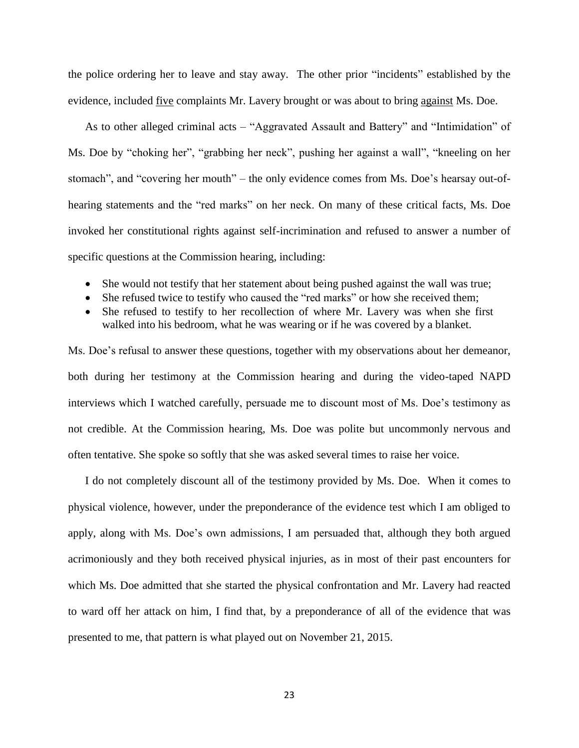the police ordering her to leave and stay away. The other prior "incidents" established by the evidence, included <u>five</u> complaints Mr. Lavery brought or was about to bring <u>against</u> Ms. Doe.

As to other alleged criminal acts – "Aggravated Assault and Battery" and "Intimidation" of Ms. Doe by "choking her", "grabbing her neck", pushing her against a wall", "kneeling on her stomach", and "covering her mouth" – the only evidence comes from Ms. Doe's hearsay out-of-hearing statements and the "red marks" on her neck. On many of these critical facts, Ms. Doe invoked her constitutional rights against self-incrimination and refused to answer a number of specific questions at the Commission hearing, including:

- She would not testify that her statement about being pushed against the wall was true;
- She refused twice to testify who caused the "red marks" or how she received them;
- She refused to testify to her recollection of where Mr. Lavery was when she first walked into his bedroom, what he was wearing or if he was covered by a blanket.

Ms. Doe's refusal to answer these questions, together with my observations about her demeanor, both during her testimony at the Commission hearing and during the video-taped NAPD interviews which I watched carefully, persuade me to discount most of Ms. Doe's testimony as not credible. At the Commission hearing, Ms. Doe was polite but uncommonly nervous and often tentative. She spoke so softly that she was asked several times to raise her voice.

I do not completely discount all of the testimony provided by Ms. Doe. When it comes to physical violence, however, under the preponderance of the evidence test which I am obliged to apply, along with Ms. Doe's own admissions, I am persuaded that, although they both argued acrimoniously and they both received physical injuries, as in most of their past encounters for which Ms. Doe admitted that she started the physical confrontation and Mr. Lavery had reacted to ward off her attack on him, I find that, by a preponderance of all of the evidence that was presented to me, that pattern is what played out on November 21, 2015.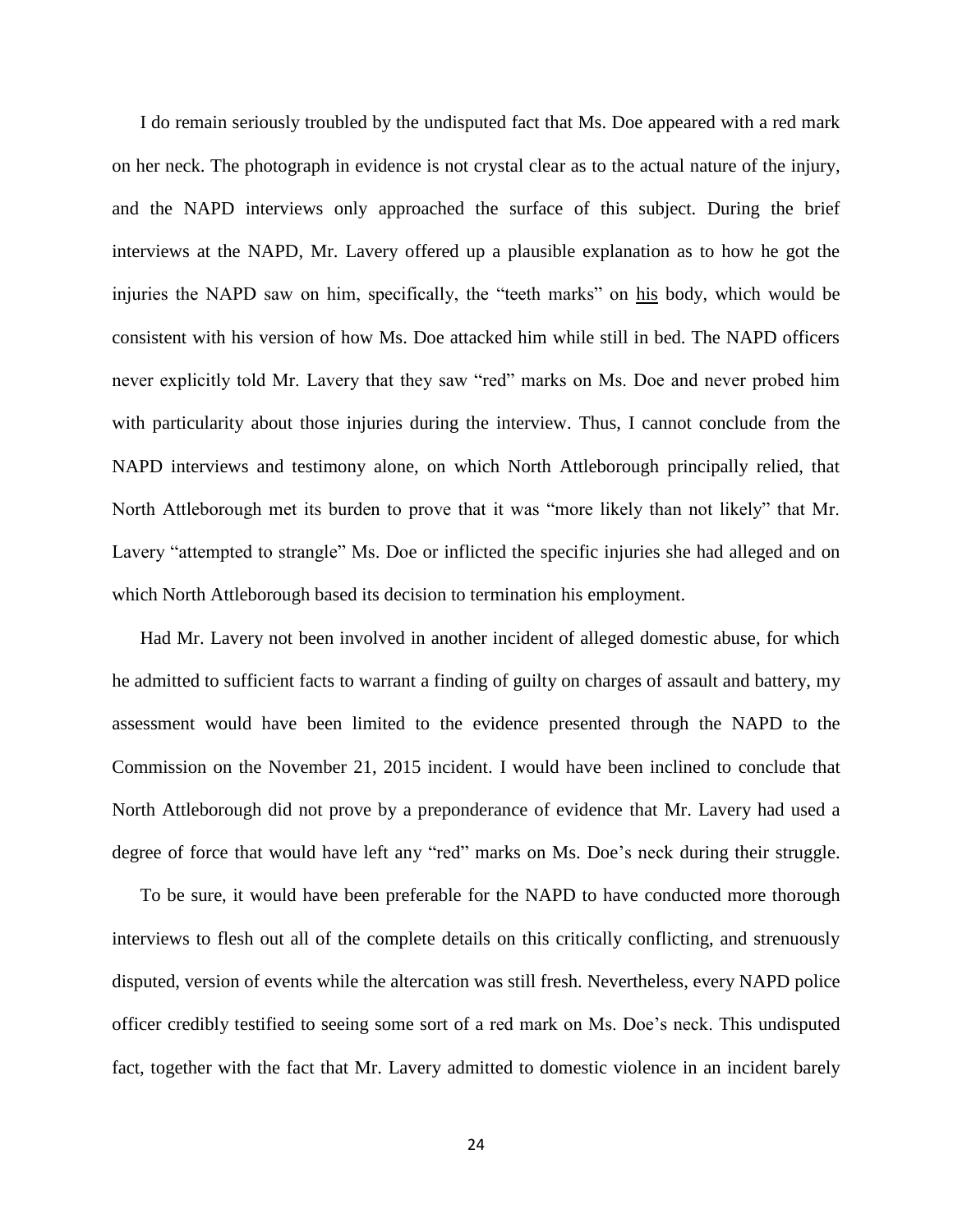I do remain seriously troubled by the undisputed fact that Ms. Doe appeared with a red mark on her neck. The photograph in evidence is not crystal clear as to the actual nature of the injury, and the NAPD interviews only approached the surface of this subject. During the brief interviews at the NAPD, Mr. Lavery offered up a plausible explanation as to how he got the injuries the NAPD saw on him, specifically, the "teeth marks" on his body, which would be consistent with his version of how Ms. Doe attacked him while still in bed. The NAPD officers never explicitly told Mr. Lavery that they saw "red" marks on Ms. Doe and never probed him with particularity about those injuries during the interview. Thus, I cannot conclude from the NAPD interviews and testimony alone, on which North Attleborough principally relied, that North Attleborough met its burden to prove that it was "more likely than not likely" that Mr. Lavery "attempted to strangle" Ms. Doe or inflicted the specific injuries she had alleged and on which North Attleborough based its decision to termination his employment.

Had Mr. Lavery not been involved in another incident of alleged domestic abuse, for which he admitted to sufficient facts to warrant a finding of guilty on charges of assault and battery, my assessment would have been limited to the evidence presented through the NAPD to the Commission on the November 21, 2015 incident. I would have been inclined to conclude that North Attleborough did not prove by a preponderance of evidence that Mr. Lavery had used a degree of force that would have left any "red" marks on Ms. Doe's neck during their struggle.

To be sure, it would have been preferable for the NAPD to have conducted more thorough interviews to flesh out all of the complete details on this critically conflicting, and strenuously disputed, version of events while the altercation was still fresh. Nevertheless, every NAPD police officer credibly testified to seeing some sort of a red mark on Ms. Doe's neck. This undisputed fact, together with the fact that Mr. Lavery admitted to domestic violence in an incident barely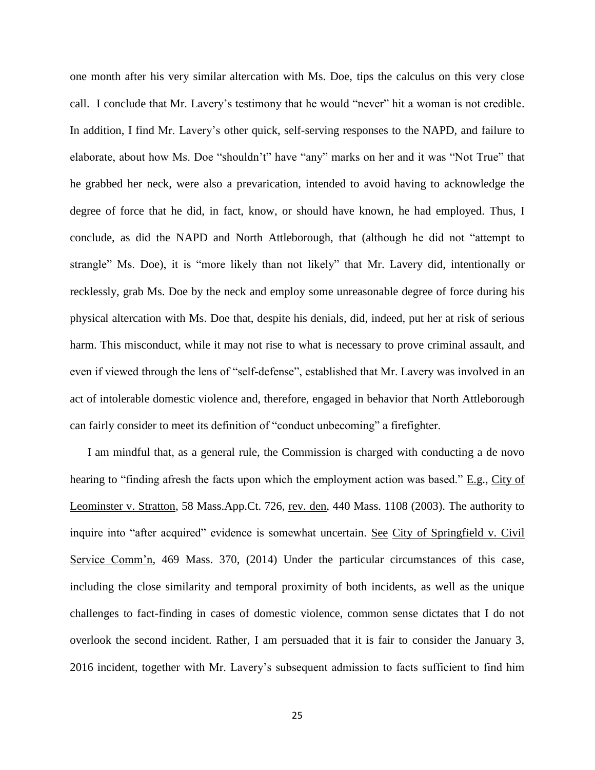one month after his very similar altercation with Ms. Doe, tips the calculus on this very close call. I conclude that Mr. Lavery's testimony that he would "never" hit a woman is not credible. In addition, I find Mr. Lavery's other quick, self-serving responses to the NAPD, and failure to elaborate, about how Ms. Doe "shouldn't" have "any" marks on her and it was "Not True" that he grabbed her neck, were also a prevarication, intended to avoid having to acknowledge the degree of force that he did, in fact, know, or should have known, he had employed. Thus, I conclude, as did the NAPD and North Attleborough, that (although he did not "attempt to strangle" Ms. Doe), it is "more likely than not likely" that Mr. Lavery did, intentionally or recklessly, grab Ms. Doe by the neck and employ some unreasonable degree of force during his physical altercation with Ms. Doe that, despite his denials, did, indeed, put her at risk of serious harm. This misconduct, while it may not rise to what is necessary to prove criminal assault, and even if viewed through the lens of "self-defense", established that Mr. Lavery was involved in an act of intolerable domestic violence and, therefore, engaged in behavior that North Attleborough can fairly consider to meet its definition of "conduct unbecoming" a firefighter.

I am mindful that, as a general rule, the Commission is charged with conducting a de novo hearing to "finding afresh the facts upon which the employment action was based." E.g., City of Leominster v. Stratton, 58 Mass.App.Ct. 726, rev. den, 440 Mass. 1108 (2003). The authority to inquire into "after acquired" evidence is somewhat uncertain. See City of Springfield v. Civil Service Comm'n, 469 Mass. 370, (2014) Under the particular circumstances of this case, including the close similarity and temporal proximity of both incidents, as well as the unique challenges to fact-finding in cases of domestic violence, common sense dictates that I do not overlook the second incident. Rather, I am persuaded that it is fair to consider the January 3, 2016 incident, together with Mr. Lavery's subsequent admission to facts sufficient to find him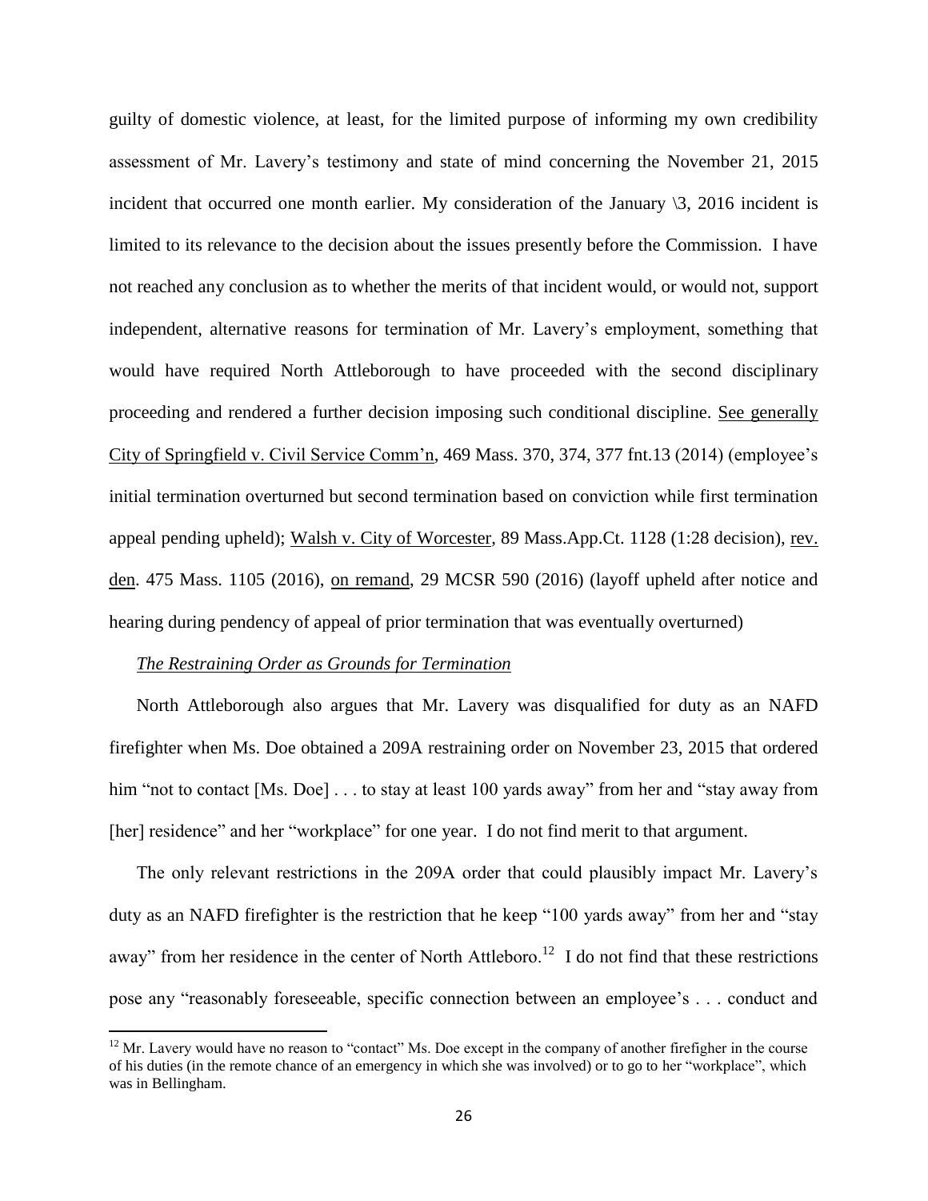guilty of domestic violence, at least, for the limited purpose of informing my own credibility assessment of Mr. Lavery's testimony and state of mind concerning the November 21, 2015 incident that occurred one month earlier. My consideration of the January \3, 2016 incident is limited to its relevance to the decision about the issues presently before the Commission. I have not reached any conclusion as to whether the merits of that incident would, or would not, support independent, alternative reasons for termination of Mr. Lavery's employment, something that would have required North Attleborough to have proceeded with the second disciplinary proceeding and rendered a further decision imposing such conditional discipline. See generally City of Springfield v. Civil Service Comm'n, 469 Mass. 370, 374, 377 fnt.13 (2014) (employee's initial termination overturned but second termination based on conviction while first termination appeal pending upheld); Walsh v. City of Worcester, 89 Mass.App.Ct. 1128 (1:28 decision), rev. den. 475 Mass. 1105 (2016), on remand, 29 MCSR 590 (2016) (layoff upheld after notice and hearing during pendency of appeal of prior termination that was eventually overturned)

*The Restraining Order as Grounds for Termination*

North Attleborough also argues that Mr. Lavery was disqualified for duty as an NAFD firefighter when Ms. Doe obtained a 209A restraining order on November 23, 2015 that ordered him "not to contact [Ms. Doe] . . . to stay at least 100 yards away" from her and "stay away from [her] residence" and her "workplace" for one year. I do not find merit to that argument.

The only relevant restrictions in the 209A order that could plausibly impact Mr. Lavery's duty as an NAFD firefighter is the restriction that he keep "100 yards away" from her and "stay away" from her residence in the center of North Attleboro.[12] I do not find that these restrictions pose any "reasonably foreseeable, specific connection between an employee's . . . conduct and

[12] Mr. Lavery would have no reason to "contact" Ms. Doe except in the company of another firefigher in the course of his duties (in the remote chance of an emergency in which she was involved) or to go to her "workplace", which was in Bellingham.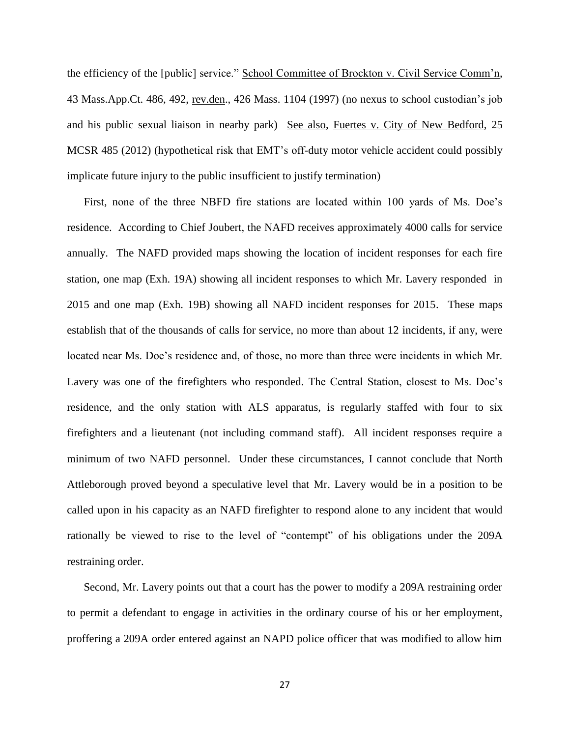the efficiency of the [public] service." School Committee of Brockton v. Civil Service Comm'n, 43 Mass.App.Ct. 486, 492, rev.den., 426 Mass. 1104 (1997) (no nexus to school custodian's job and his public sexual liaison in nearby park)  See also, Fuertes v. City of New Bedford, 25 MCSR 485 (2012) (hypothetical risk that EMT's off-duty motor vehicle accident could possibly implicate future injury to the public insufficient to justify termination)

First, none of the three NBFD fire stations are located within 100 yards of Ms. Doe's residence. According to Chief Joubert, the NAFD receives approximately 4000 calls for service annually. The NAFD provided maps showing the location of incident responses for each fire station, one map (Exh. 19A) showing all incident responses to which Mr. Lavery responded in 2015 and one map (Exh. 19B) showing all NAFD incident responses for 2015. These maps establish that of the thousands of calls for service, no more than about 12 incidents, if any, were located near Ms. Doe's residence and, of those, no more than three were incidents in which Mr. Lavery was one of the firefighters who responded. The Central Station, closest to Ms. Doe's residence, and the only station with ALS apparatus, is regularly staffed with four to six firefighters and a lieutenant (not including command staff). All incident responses require a minimum of two NAFD personnel. Under these circumstances, I cannot conclude that North Attleborough proved beyond a speculative level that Mr. Lavery would be in a position to be called upon in his capacity as an NAFD firefighter to respond alone to any incident that would rationally be viewed to rise to the level of "contempt" of his obligations under the 209A restraining order.

Second, Mr. Lavery points out that a court has the power to modify a 209A restraining order to permit a defendant to engage in activities in the ordinary course of his or her employment, proffering a 209A order entered against an NAPD police officer that was modified to allow him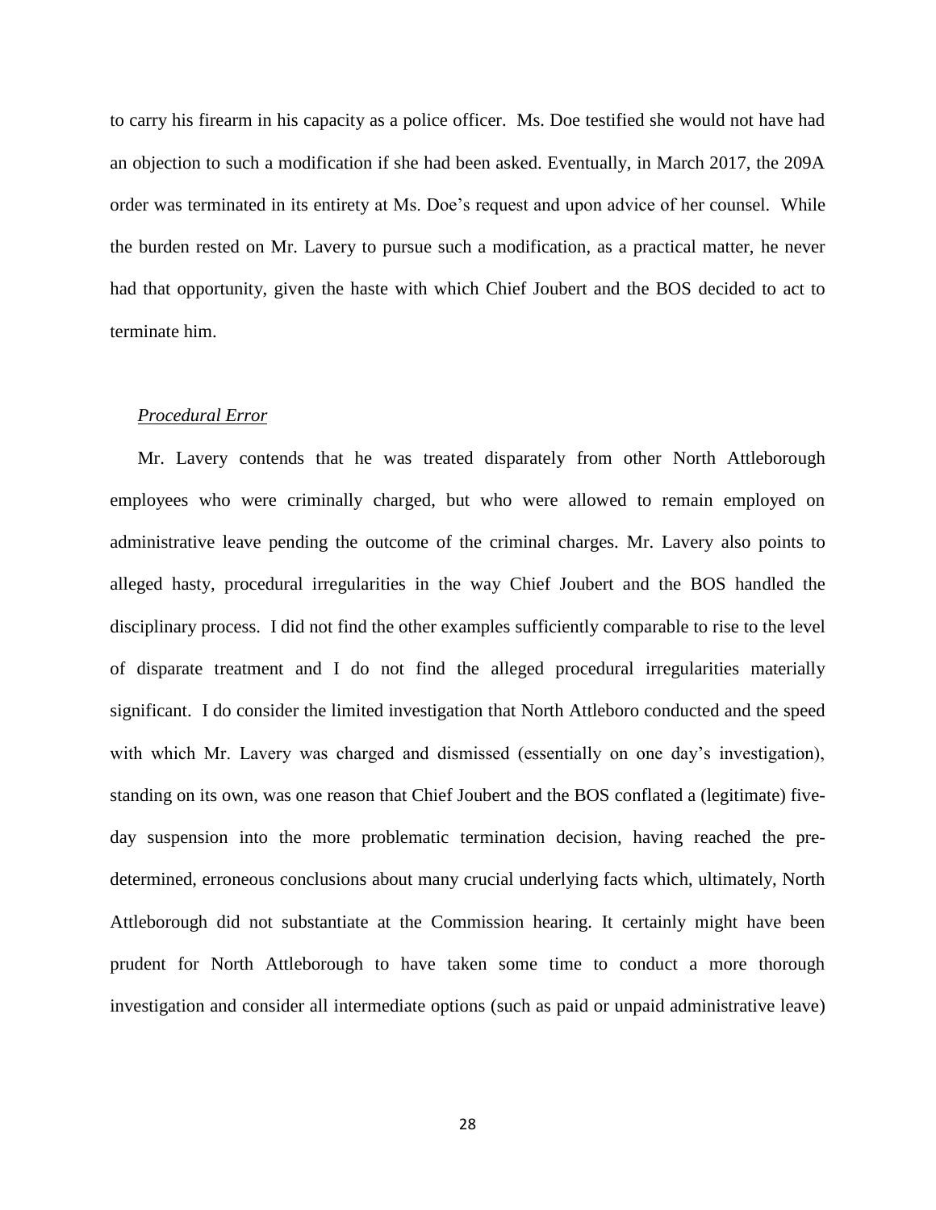to carry his firearm in his capacity as a police officer. Ms. Doe testified she would not have had an objection to such a modification if she had been asked. Eventually, in March 2017, the 209A order was terminated in its entirety at Ms. Doe's request and upon advice of her counsel. While the burden rested on Mr. Lavery to pursue such a modification, as a practical matter, he never had that opportunity, given the haste with which Chief Joubert and the BOS decided to act to terminate him.

*Procedural Error*

Mr. Lavery contends that he was treated disparately from other North Attleborough employees who were criminally charged, but who were allowed to remain employed on administrative leave pending the outcome of the criminal charges. Mr. Lavery also points to alleged hasty, procedural irregularities in the way Chief Joubert and the BOS handled the disciplinary process. I did not find the other examples sufficiently comparable to rise to the level of disparate treatment and I do not find the alleged procedural irregularities materially significant. I do consider the limited investigation that North Attleboro conducted and the speed with which Mr. Lavery was charged and dismissed (essentially on one day's investigation), standing on its own, was one reason that Chief Joubert and the BOS conflated a (legitimate) five-day suspension into the more problematic termination decision, having reached the pre-determined, erroneous conclusions about many crucial underlying facts which, ultimately, North Attleborough did not substantiate at the Commission hearing. It certainly might have been prudent for North Attleborough to have taken some time to conduct a more thorough investigation and consider all intermediate options (such as paid or unpaid administrative leave)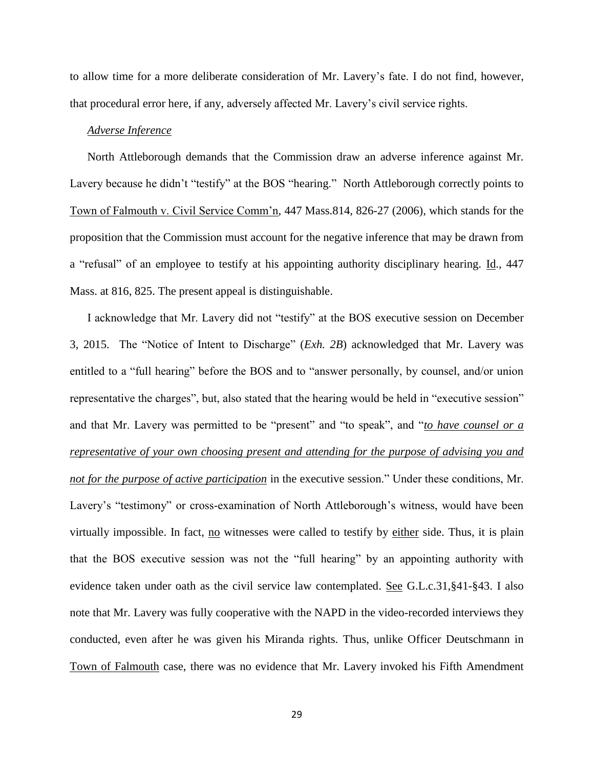to allow time for a more deliberate consideration of Mr. Lavery's fate. I do not find, however, that procedural error here, if any, adversely affected Mr. Lavery's civil service rights.

*Adverse Inference*

North Attleborough demands that the Commission draw an adverse inference against Mr. Lavery because he didn't "testify" at the BOS "hearing." North Attleborough correctly points to Town of Falmouth v. Civil Service Comm'n, 447 Mass.814, 826-27 (2006), which stands for the proposition that the Commission must account for the negative inference that may be drawn from a "refusal" of an employee to testify at his appointing authority disciplinary hearing. Id., 447 Mass. at 816, 825. The present appeal is distinguishable.

I acknowledge that Mr. Lavery did not "testify" at the BOS executive session on December 3, 2015. The "Notice of Intent to Discharge" (*Exh. 2B*) acknowledged that Mr. Lavery was entitled to a "full hearing" before the BOS and to "answer personally, by counsel, and/or union representative the charges", but, also stated that the hearing would be held in "executive session" and that Mr. Lavery was permitted to be "present" and "to speak", and "*to have counsel or a representative of your own choosing present and attending for the purpose of advising you and not for the purpose of active participation* in the executive session." Under these conditions, Mr. Lavery's "testimony" or cross-examination of North Attleborough's witness, would have been virtually impossible. In fact, no witnesses were called to testify by either side. Thus, it is plain that the BOS executive session was not the "full hearing" by an appointing authority with evidence taken under oath as the civil service law contemplated. See G.L.c.31,§41-§43. I also note that Mr. Lavery was fully cooperative with the NAPD in the video-recorded interviews they conducted, even after he was given his Miranda rights. Thus, unlike Officer Deutschmann in Town of Falmouth case, there was no evidence that Mr. Lavery invoked his Fifth Amendment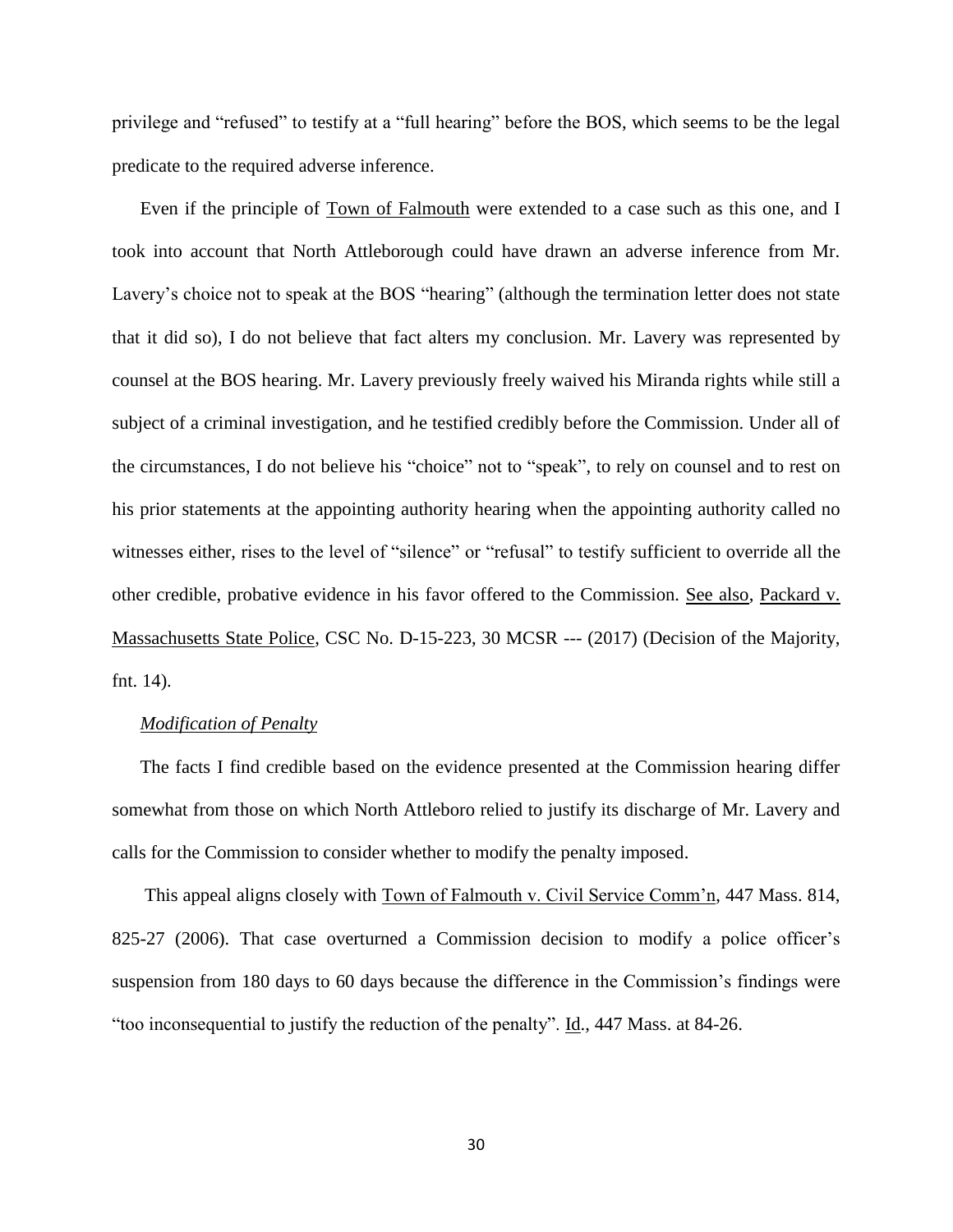privilege and "refused" to testify at a "full hearing" before the BOS, which seems to be the legal predicate to the required adverse inference.

Even if the principle of Town of Falmouth were extended to a case such as this one, and I took into account that North Attleborough could have drawn an adverse inference from Mr. Lavery's choice not to speak at the BOS "hearing" (although the termination letter does not state that it did so), I do not believe that fact alters my conclusion. Mr. Lavery was represented by counsel at the BOS hearing. Mr. Lavery previously freely waived his Miranda rights while still a subject of a criminal investigation, and he testified credibly before the Commission. Under all of the circumstances, I do not believe his "choice" not to "speak", to rely on counsel and to rest on his prior statements at the appointing authority hearing when the appointing authority called no witnesses either, rises to the level of "silence" or "refusal" to testify sufficient to override all the other credible, probative evidence in his favor offered to the Commission. See also, Packard v. Massachusetts State Police, CSC No. D-15-223, 30 MCSR --- (2017) (Decision of the Majority, fnt. 14).

*Modification of Penalty*

The facts I find credible based on the evidence presented at the Commission hearing differ somewhat from those on which North Attleboro relied to justify its discharge of Mr. Lavery and calls for the Commission to consider whether to modify the penalty imposed.

This appeal aligns closely with Town of Falmouth v. Civil Service Comm'n, 447 Mass. 814, 825-27 (2006). That case overturned a Commission decision to modify a police officer's suspension from 180 days to 60 days because the difference in the Commission's findings were "too inconsequential to justify the reduction of the penalty". Id., 447 Mass. at 84-26.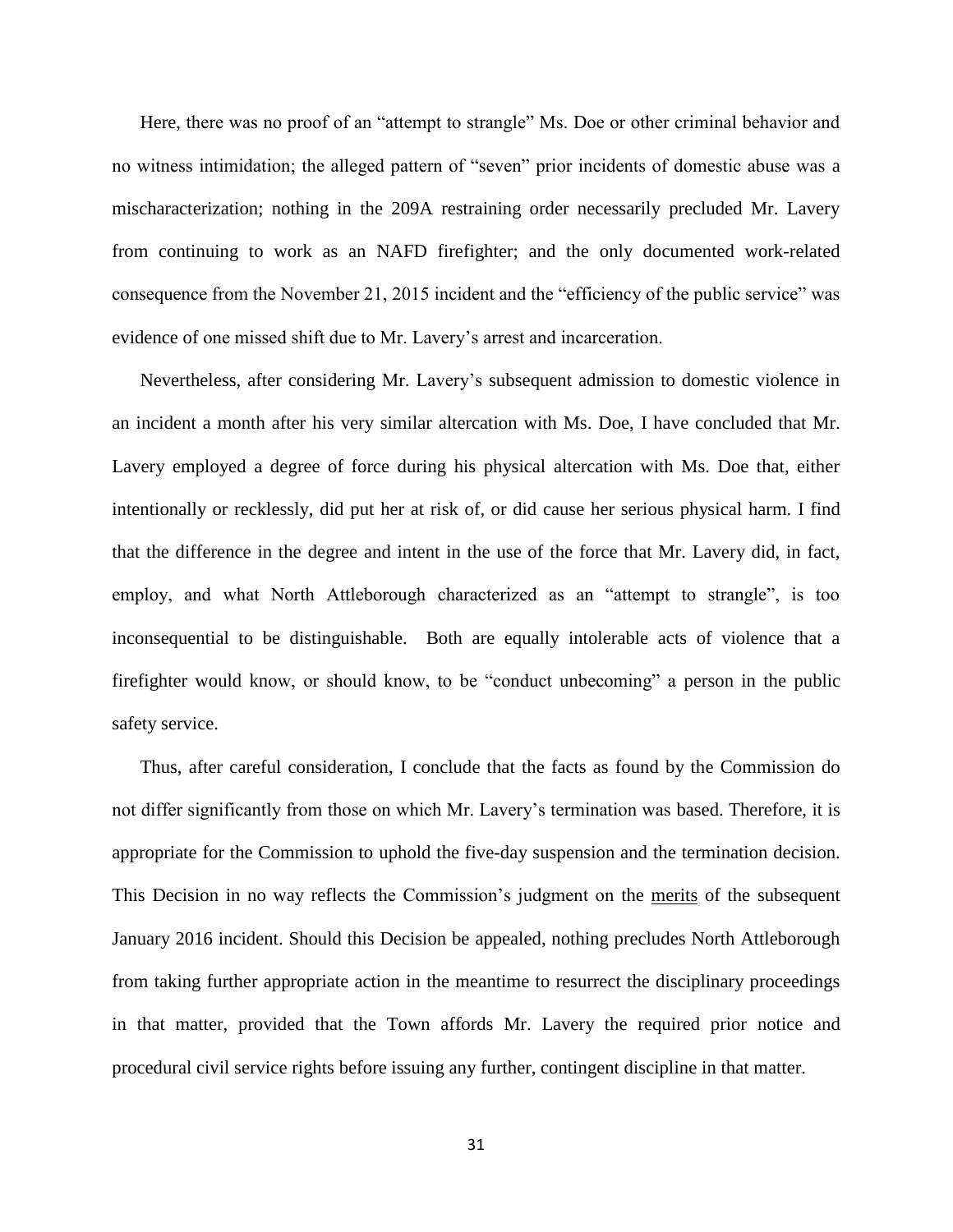Here, there was no proof of an "attempt to strangle" Ms. Doe or other criminal behavior and no witness intimidation; the alleged pattern of "seven" prior incidents of domestic abuse was a mischaracterization; nothing in the 209A restraining order necessarily precluded Mr. Lavery from continuing to work as an NAFD firefighter; and the only documented work-related consequence from the November 21, 2015 incident and the "efficiency of the public service" was evidence of one missed shift due to Mr. Lavery's arrest and incarceration.

Nevertheless, after considering Mr. Lavery's subsequent admission to domestic violence in an incident a month after his very similar altercation with Ms. Doe, I have concluded that Mr. Lavery employed a degree of force during his physical altercation with Ms. Doe that, either intentionally or recklessly, did put her at risk of, or did cause her serious physical harm. I find that the difference in the degree and intent in the use of the force that Mr. Lavery did, in fact, employ, and what North Attleborough characterized as an "attempt to strangle", is too inconsequential to be distinguishable. Both are equally intolerable acts of violence that a firefighter would know, or should know, to be "conduct unbecoming" a person in the public safety service.

Thus, after careful consideration, I conclude that the facts as found by the Commission do not differ significantly from those on which Mr. Lavery's termination was based. Therefore, it is appropriate for the Commission to uphold the five-day suspension and the termination decision. This Decision in no way reflects the Commission's judgment on the merits of the subsequent January 2016 incident. Should this Decision be appealed, nothing precludes North Attleborough from taking further appropriate action in the meantime to resurrect the disciplinary proceedings in that matter, provided that the Town affords Mr. Lavery the required prior notice and procedural civil service rights before issuing any further, contingent discipline in that matter.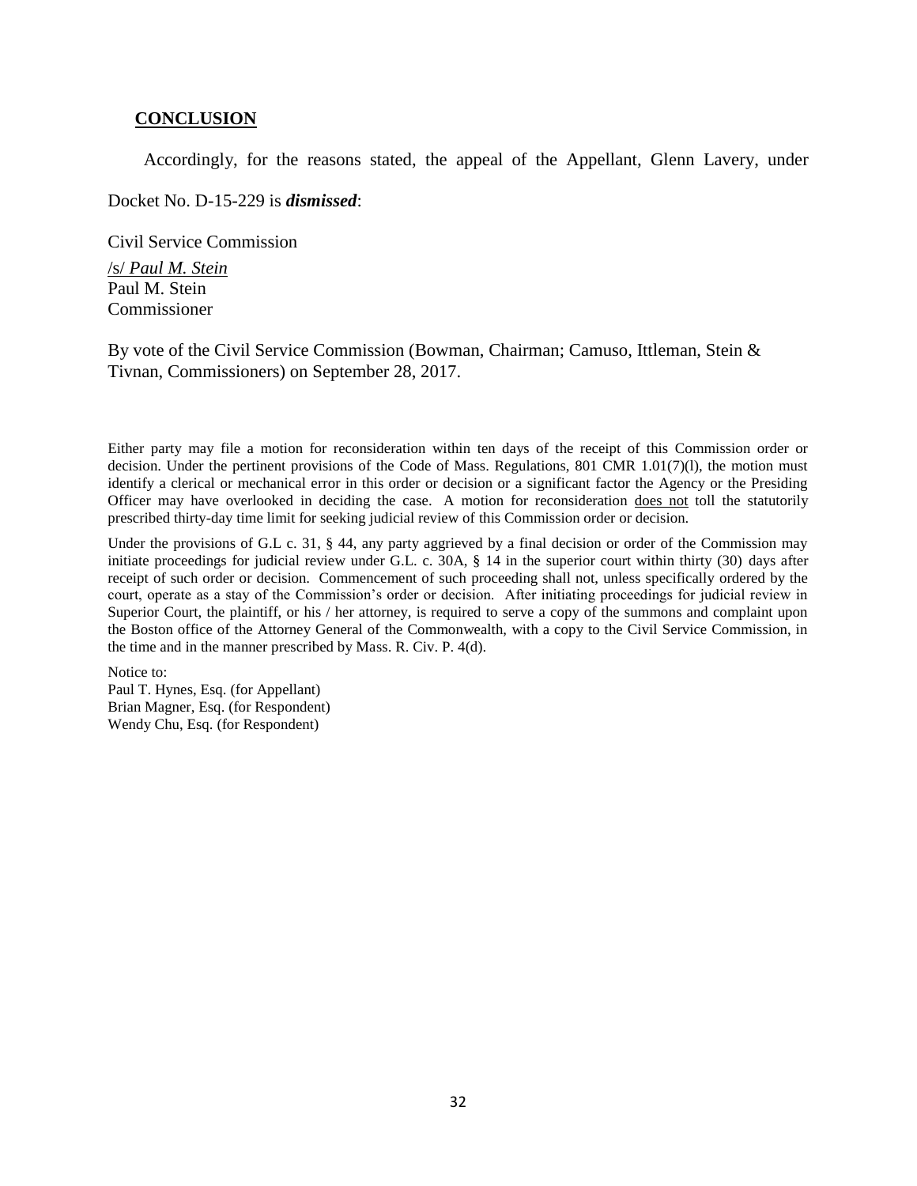## **CONCLUSION**

Accordingly, for the reasons stated, the appeal of the Appellant, Glenn Lavery, under Docket No. D-15-229 is ***dismissed***:

Civil Service Commission

/s/ *Paul M. Stein*
Paul M. Stein
Commissioner

By vote of the Civil Service Commission (Bowman, Chairman; Camuso, Ittleman, Stein & Tivnan, Commissioners) on September 28, 2017.

Either party may file a motion for reconsideration within ten days of the receipt of this Commission order or decision. Under the pertinent provisions of the Code of Mass. Regulations, 801 CMR 1.01(7)(l), the motion must identify a clerical or mechanical error in this order or decision or a significant factor the Agency or the Presiding Officer may have overlooked in deciding the case. A motion for reconsideration does not toll the statutorily prescribed thirty-day time limit for seeking judicial review of this Commission order or decision.

Under the provisions of G.L c. 31, § 44, any party aggrieved by a final decision or order of the Commission may initiate proceedings for judicial review under G.L. c. 30A, § 14 in the superior court within thirty (30) days after receipt of such order or decision. Commencement of such proceeding shall not, unless specifically ordered by the court, operate as a stay of the Commission's order or decision. After initiating proceedings for judicial review in Superior Court, the plaintiff, or his / her attorney, is required to serve a copy of the summons and complaint upon the Boston office of the Attorney General of the Commonwealth, with a copy to the Civil Service Commission, in the time and in the manner prescribed by Mass. R. Civ. P. 4(d).

Notice to:
Paul T. Hynes, Esq. (for Appellant)
Brian Magner, Esq. (for Respondent)
Wendy Chu, Esq. (for Respondent)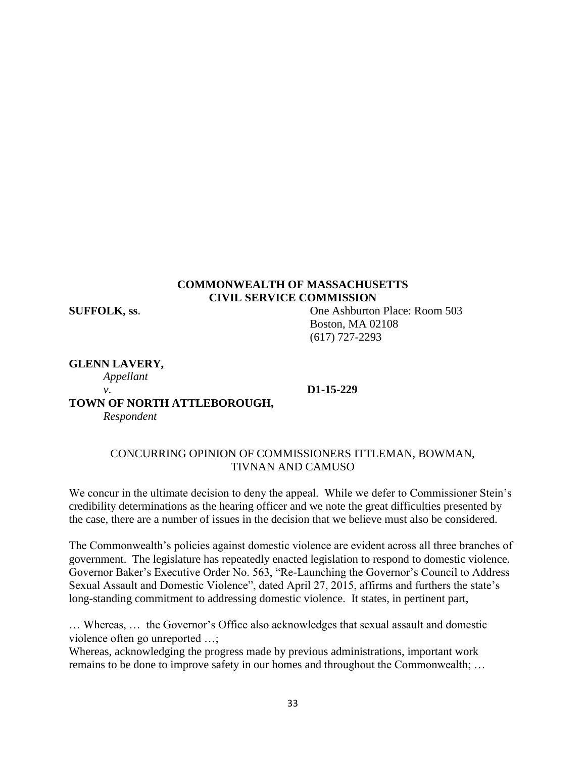**COMMONWEALTH OF MASSACHUSETTS**
**CIVIL SERVICE COMMISSION**

**SUFFOLK, ss**.

One Ashburton Place: Room 503
Boston, MA 02108
(617) 727-2293

**GLENN LAVERY,**
*Appellant*

*v*.

**D1-15-229**

**TOWN OF NORTH ATTLEBOROUGH,**
*Respondent*

CONCURRING OPINION OF COMMISSIONERS ITTLEMAN, BOWMAN, TIVNAN AND CAMUSO

We concur in the ultimate decision to deny the appeal. While we defer to Commissioner Stein's credibility determinations as the hearing officer and we note the great difficulties presented by the case, there are a number of issues in the decision that we believe must also be considered.

The Commonwealth's policies against domestic violence are evident across all three branches of government. The legislature has repeatedly enacted legislation to respond to domestic violence. Governor Baker's Executive Order No. 563, "Re-Launching the Governor's Council to Address Sexual Assault and Domestic Violence", dated April 27, 2015, affirms and furthers the state's long-standing commitment to addressing domestic violence. It states, in pertinent part,

… Whereas, … the Governor's Office also acknowledges that sexual assault and domestic violence often go unreported …;
Whereas, acknowledging the progress made by previous administrations, important work remains to be done to improve safety in our homes and throughout the Commonwealth; …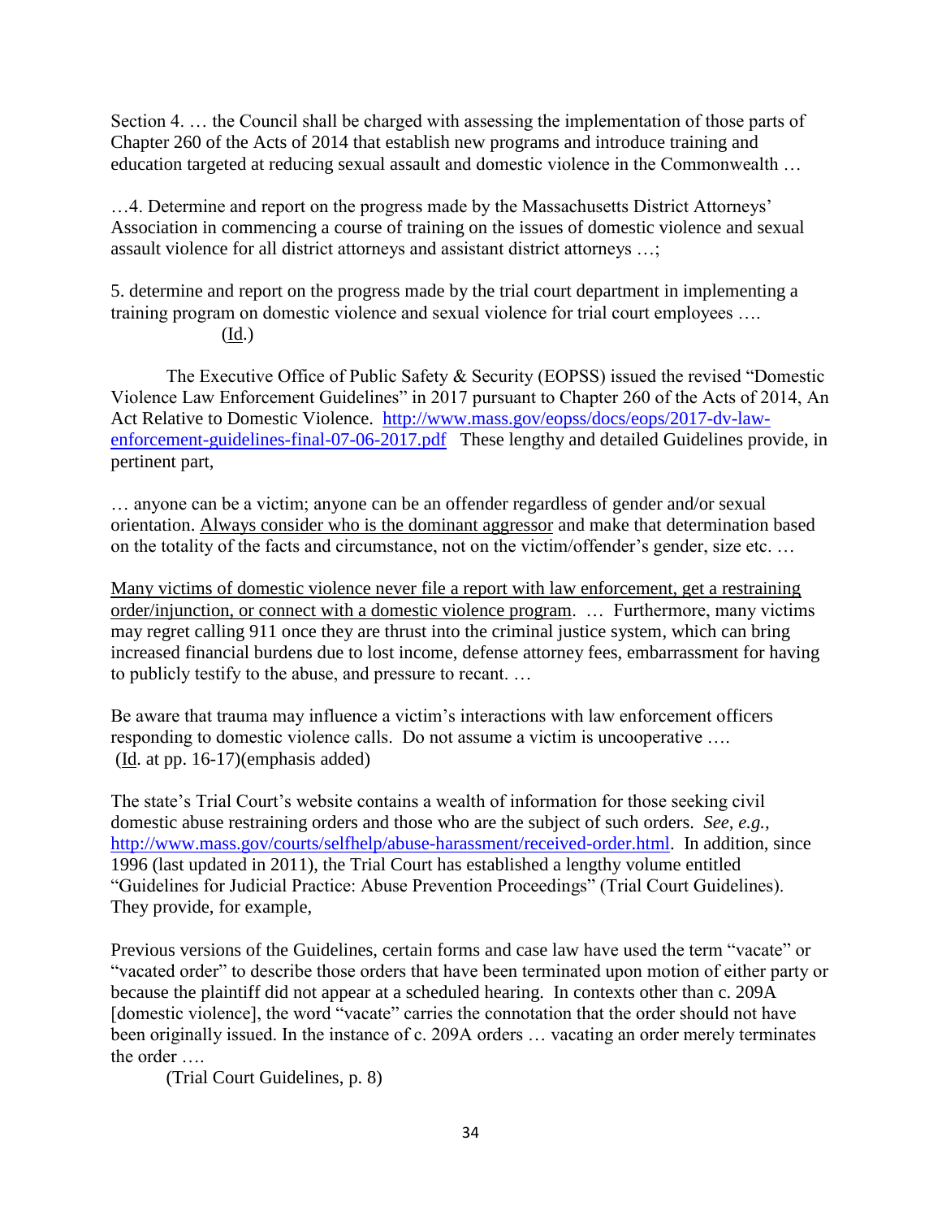Section 4. … the Council shall be charged with assessing the implementation of those parts of Chapter 260 of the Acts of 2014 that establish new programs and introduce training and education targeted at reducing sexual assault and domestic violence in the Commonwealth …

…4. Determine and report on the progress made by the Massachusetts District Attorneys' Association in commencing a course of training on the issues of domestic violence and sexual assault violence for all district attorneys and assistant district attorneys …;

5. determine and report on the progress made by the trial court department in implementing a training program on domestic violence and sexual violence for trial court employees ….
(Id.)

The Executive Office of Public Safety & Security (EOPSS) issued the revised "Domestic Violence Law Enforcement Guidelines" in 2017 pursuant to Chapter 260 of the Acts of 2014, An Act Relative to Domestic Violence. [http://www.mass.gov/eopss/docs/eops/2017-dv-law-enforcement-guidelines-final-07-06-2017.pdf](http://www.mass.gov/eopss/docs/eops/2017-dv-law-enforcement-guidelines-final-07-06-2017.pdf) These lengthy and detailed Guidelines provide, in pertinent part,

… anyone can be a victim; anyone can be an offender regardless of gender and/or sexual orientation. <u>Always consider who is the dominant aggressor</u> and make that determination based on the totality of the facts and circumstance, not on the victim/offender's gender, size etc. …

<u>Many victims of domestic violence never file a report with law enforcement, get a restraining order/injunction, or connect with a domestic violence program</u>. … Furthermore, many victims may regret calling 911 once they are thrust into the criminal justice system, which can bring increased financial burdens due to lost income, defense attorney fees, embarrassment for having to publicly testify to the abuse, and pressure to recant. …

Be aware that trauma may influence a victim's interactions with law enforcement officers responding to domestic violence calls. Do not assume a victim is uncooperative ….
(Id. at pp. 16-17)(emphasis added)

The state's Trial Court's website contains a wealth of information for those seeking civil domestic abuse restraining orders and those who are the subject of such orders. *See, e.g.,* [http://www.mass.gov/courts/selfhelp/abuse-harassment/received-order.html](http://www.mass.gov/courts/selfhelp/abuse-harassment/received-order.html). In addition, since 1996 (last updated in 2011), the Trial Court has established a lengthy volume entitled "Guidelines for Judicial Practice: Abuse Prevention Proceedings" (Trial Court Guidelines). They provide, for example,

Previous versions of the Guidelines, certain forms and case law have used the term "vacate" or "vacated order" to describe those orders that have been terminated upon motion of either party or because the plaintiff did not appear at a scheduled hearing. In contexts other than c. 209A [domestic violence], the word "vacate" carries the connotation that the order should not have been originally issued. In the instance of c. 209A orders … vacating an order merely terminates the order ….
(Trial Court Guidelines, p. 8)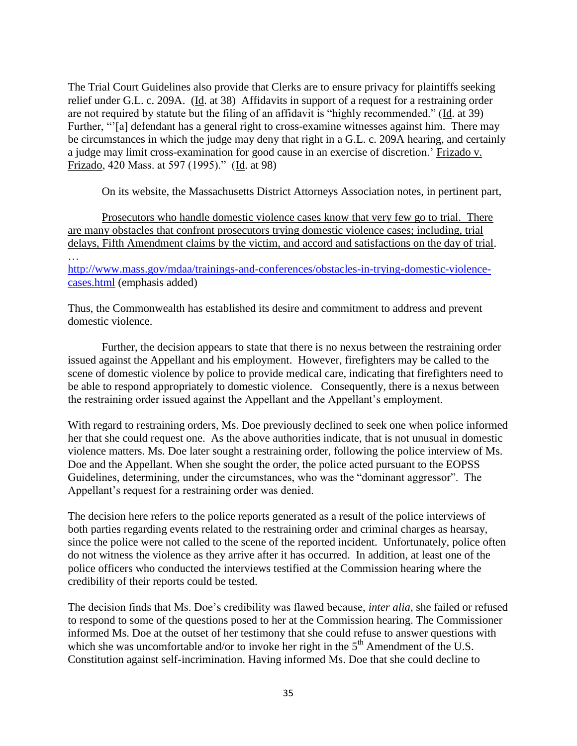The Trial Court Guidelines also provide that Clerks are to ensure privacy for plaintiffs seeking relief under G.L. c. 209A. (Id. at 38) Affidavits in support of a request for a restraining order are not required by statute but the filing of an affidavit is "highly recommended." (Id. at 39) Further, "'[a] defendant has a general right to cross-examine witnesses against him. There may be circumstances in which the judge may deny that right in a G.L. c. 209A hearing, and certainly a judge may limit cross-examination for good cause in an exercise of discretion.' Frizado v. Frizado, 420 Mass. at 597 (1995)." (Id. at 98)

On its website, the Massachusetts District Attorneys Association notes, in pertinent part,

> Prosecutors who handle domestic violence cases know that very few go to trial. There are many obstacles that confront prosecutors trying domestic violence cases; including, trial delays, Fifth Amendment claims by the victim, and accord and satisfactions on the day of trial. …

http://www.mass.gov/mdaa/trainings-and-conferences/obstacles-in-trying-domestic-violence-cases.html (emphasis added)

Thus, the Commonwealth has established its desire and commitment to address and prevent domestic violence.

Further, the decision appears to state that there is no nexus between the restraining order issued against the Appellant and his employment. However, firefighters may be called to the scene of domestic violence by police to provide medical care, indicating that firefighters need to be able to respond appropriately to domestic violence. Consequently, there is a nexus between the restraining order issued against the Appellant and the Appellant's employment.

With regard to restraining orders, Ms. Doe previously declined to seek one when police informed her that she could request one. As the above authorities indicate, that is not unusual in domestic violence matters. Ms. Doe later sought a restraining order, following the police interview of Ms. Doe and the Appellant. When she sought the order, the police acted pursuant to the EOPSS Guidelines, determining, under the circumstances, who was the "dominant aggressor". The Appellant's request for a restraining order was denied.

The decision here refers to the police reports generated as a result of the police interviews of both parties regarding events related to the restraining order and criminal charges as hearsay, since the police were not called to the scene of the reported incident. Unfortunately, police often do not witness the violence as they arrive after it has occurred. In addition, at least one of the police officers who conducted the interviews testified at the Commission hearing where the credibility of their reports could be tested.

The decision finds that Ms. Doe's credibility was flawed because, *inter alia*, she failed or refused to respond to some of the questions posed to her at the Commission hearing. The Commissioner informed Ms. Doe at the outset of her testimony that she could refuse to answer questions with which she was uncomfortable and/or to invoke her right in the 5th Amendment of the U.S. Constitution against self-incrimination. Having informed Ms. Doe that she could decline to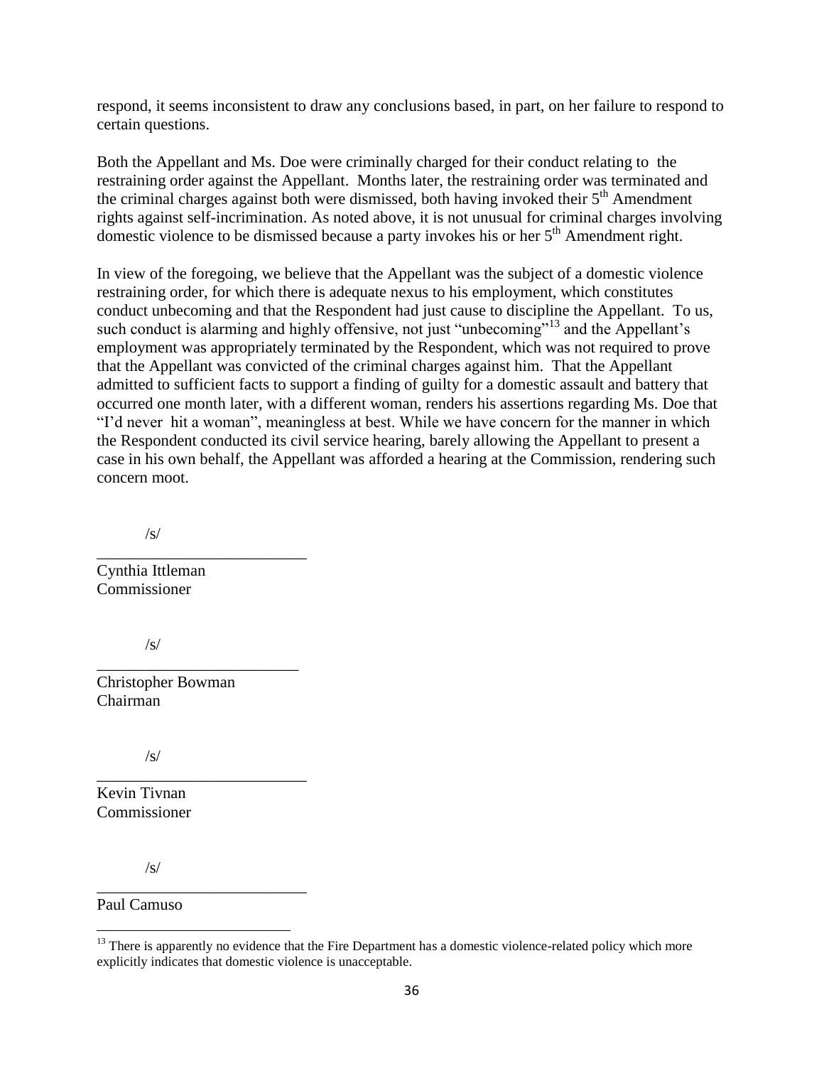respond, it seems inconsistent to draw any conclusions based, in part, on her failure to respond to certain questions.

Both the Appellant and Ms. Doe were criminally charged for their conduct relating to the restraining order against the Appellant. Months later, the restraining order was terminated and the criminal charges against both were dismissed, both having invoked their 5th Amendment rights against self-incrimination. As noted above, it is not unusual for criminal charges involving domestic violence to be dismissed because a party invokes his or her 5th Amendment right.

In view of the foregoing, we believe that the Appellant was the subject of a domestic violence restraining order, for which there is adequate nexus to his employment, which constitutes conduct unbecoming and that the Respondent had just cause to discipline the Appellant. To us, such conduct is alarming and highly offensive, not just "unbecoming"[13] and the Appellant's employment was appropriately terminated by the Respondent, which was not required to prove that the Appellant was convicted of the criminal charges against him. That the Appellant admitted to sufficient facts to support a finding of guilty for a domestic assault and battery that occurred one month later, with a different woman, renders his assertions regarding Ms. Doe that "I'd never hit a woman", meaningless at best. While we have concern for the manner in which the Respondent conducted its civil service hearing, barely allowing the Appellant to present a case in his own behalf, the Appellant was afforded a hearing at the Commission, rendering such concern moot.

/s/
___________________________
Cynthia Ittleman
Commissioner

/s/
___________________________
Christopher Bowman
Chairman

/s/
___________________________
Kevin Tivnan
Commissioner

/s/
___________________________
Paul Camuso

[13] There is apparently no evidence that the Fire Department has a domestic violence-related policy which more explicitly indicates that domestic violence is unacceptable.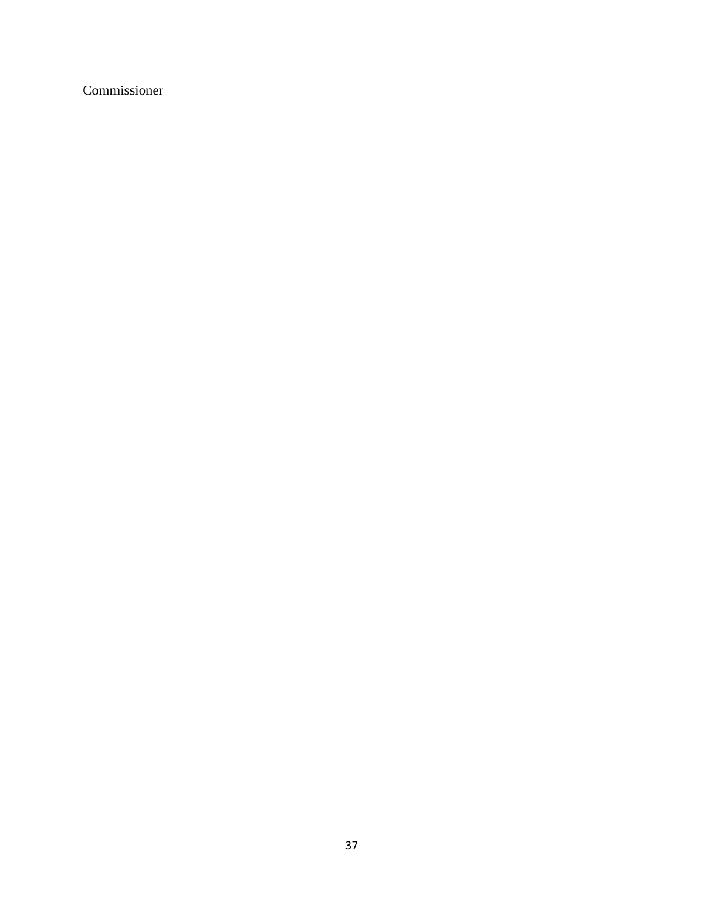Commissioner